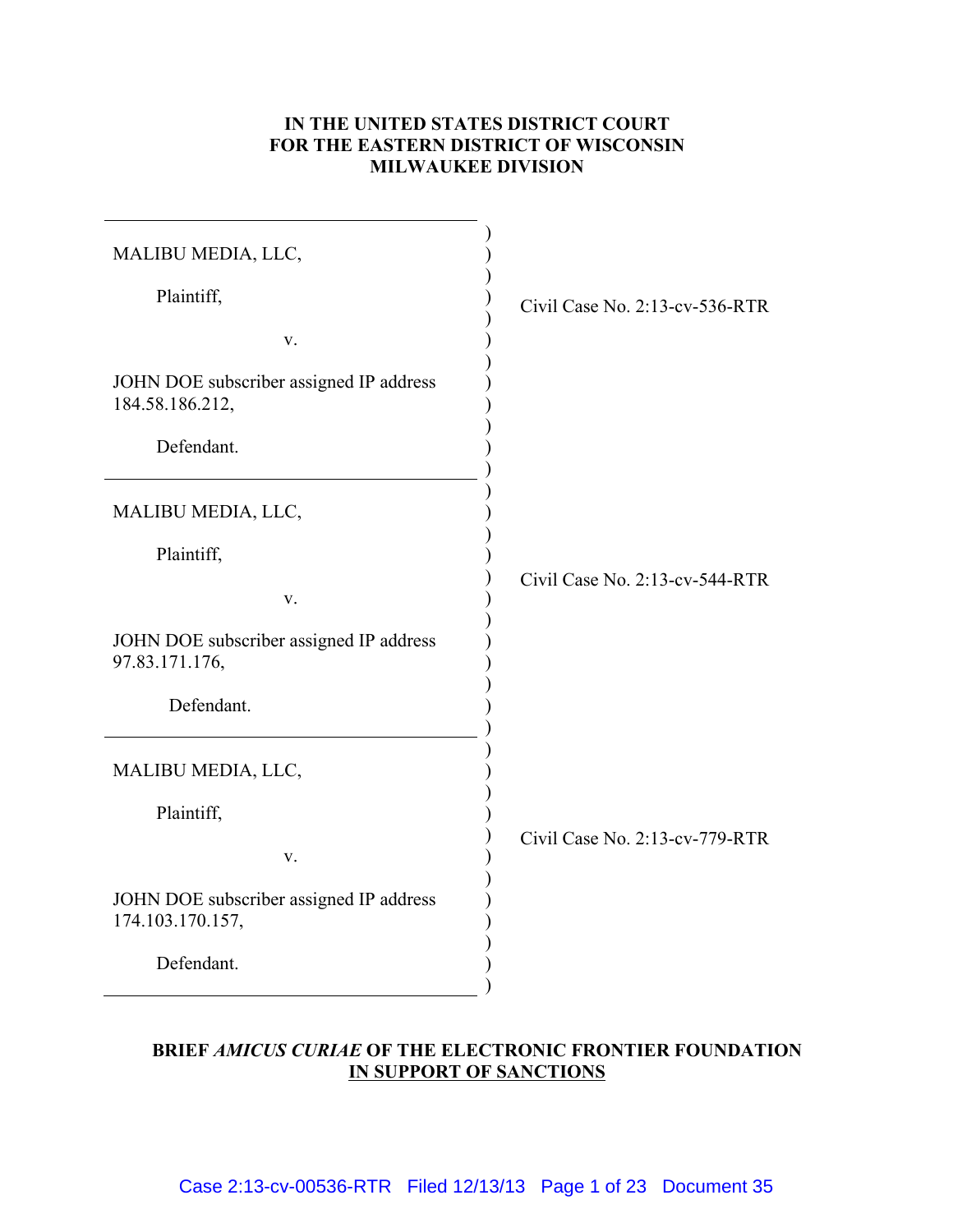**IN THE UNITED STATES DISTRICT COURT**
**FOR THE EASTERN DISTRICT OF WISCONSIN**
**MILWAUKEE DIVISION**

| | |
|---|---|
| MALIBU MEDIA, LLC,<br><br>Plaintiff,<br><br>v.<br><br>JOHN DOE subscriber assigned IP address 184.58.186.212,<br><br>Defendant. | Civil Case No. 2:13-cv-536-RTR |
| MALIBU MEDIA, LLC,<br><br>Plaintiff,<br><br>v.<br><br>JOHN DOE subscriber assigned IP address 97.83.171.176,<br><br>Defendant. | Civil Case No. 2:13-cv-544-RTR |
| MALIBU MEDIA, LLC,<br><br>Plaintiff,<br><br>v.<br><br>JOHN DOE subscriber assigned IP address 174.103.170.157,<br><br>Defendant. | Civil Case No. 2:13-cv-779-RTR |

**BRIEF *AMICUS CURIAE* OF THE ELECTRONIC FRONTIER FOUNDATION**
**IN SUPPORT OF SANCTIONS**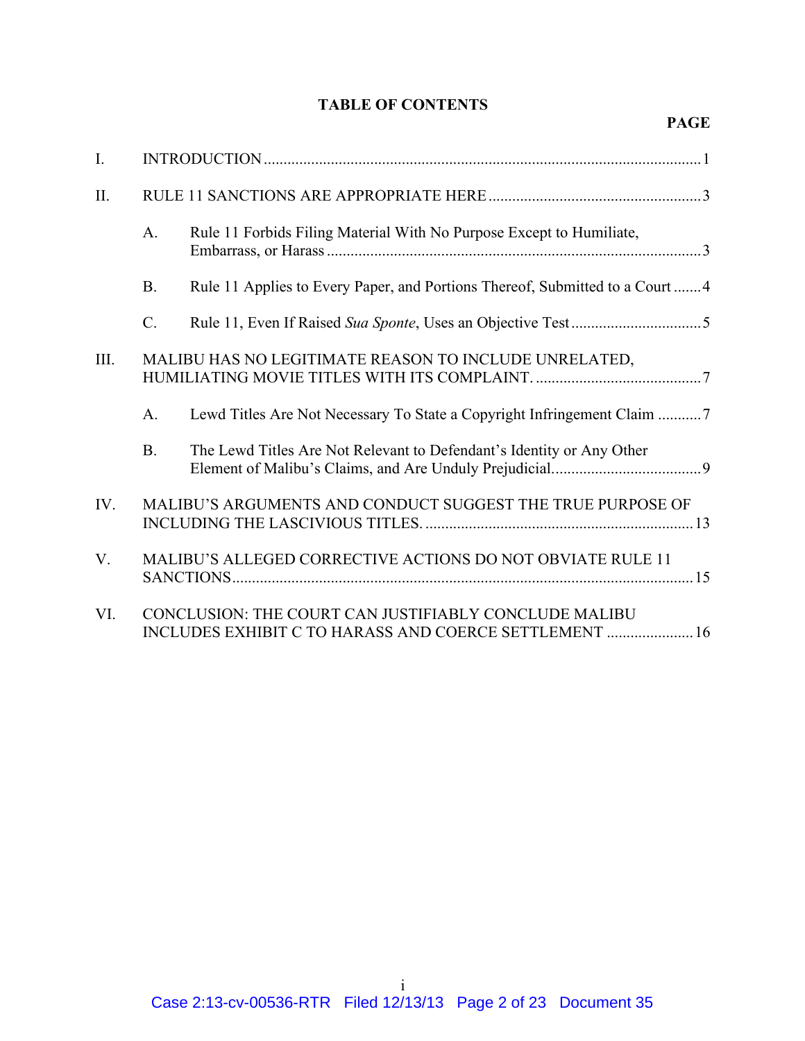## TABLE OF CONTENTS

| | | | PAGE |
|---|---|---|---|
| I. | INTRODUCTION | | 1 |
| II. | RULE 11 SANCTIONS ARE APPROPRIATE HERE | | 3 |
| | A. | Rule 11 Forbids Filing Material With No Purpose Except to Humiliate, Embarrass, or Harass | 3 |
| | B. | Rule 11 Applies to Every Paper, and Portions Thereof, Submitted to a Court | 4 |
| | C. | Rule 11, Even If Raised *Sua Sponte*, Uses an Objective Test | 5 |
| III. | MALIBU HAS NO LEGITIMATE REASON TO INCLUDE UNRELATED, HUMILIATING MOVIE TITLES WITH ITS COMPLAINT. | | 7 |
| | A. | Lewd Titles Are Not Necessary To State a Copyright Infringement Claim | 7 |
| | B. | The Lewd Titles Are Not Relevant to Defendant's Identity or Any Other Element of Malibu's Claims, and Are Unduly Prejudicial. | 9 |
| IV. | MALIBU'S ARGUMENTS AND CONDUCT SUGGEST THE TRUE PURPOSE OF INCLUDING THE LASCIVIOUS TITLES. | | 13 |
| V. | MALIBU'S ALLEGED CORRECTIVE ACTIONS DO NOT OBVIATE RULE 11 SANCTIONS | | 15 |
| VI. | CONCLUSION: THE COURT CAN JUSTIFIABLY CONCLUDE MALIBU INCLUDES EXHIBIT C TO HARASS AND COERCE SETTLEMENT | | 16 |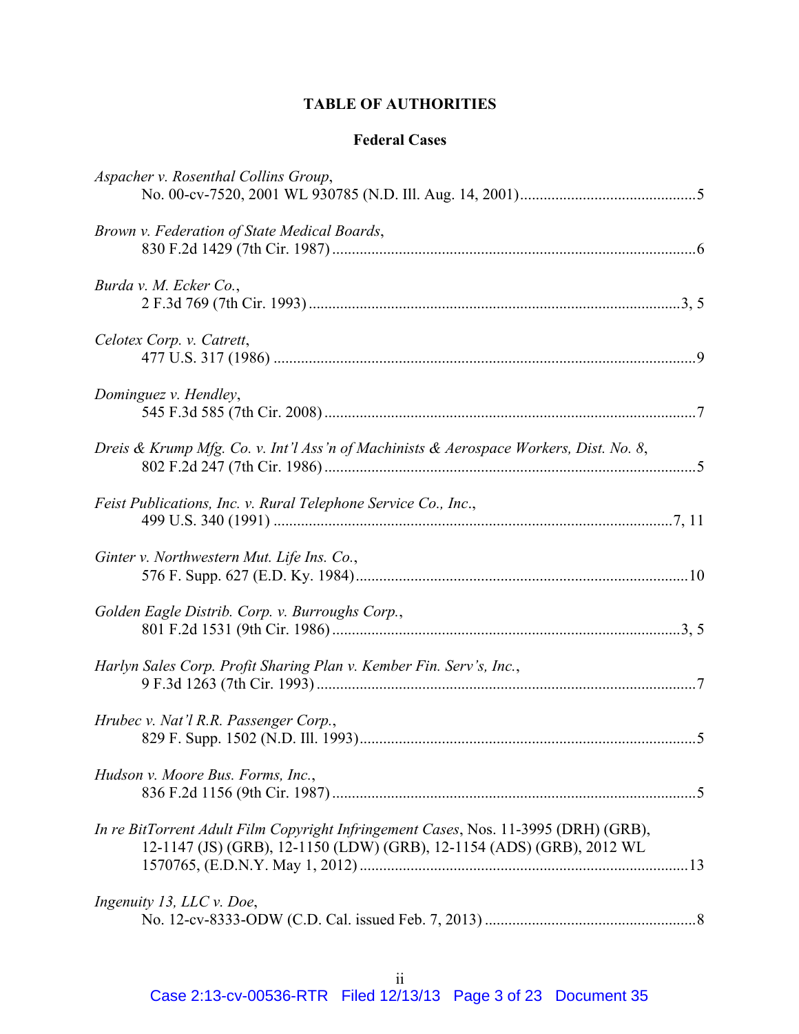# TABLE OF AUTHORITIES

## Federal Cases

*Aspacher v. Rosenthal Collins Group*,
No. 00-cv-7520, 2001 WL 930785 (N.D. Ill. Aug. 14, 2001).............................................5

*Brown v. Federation of State Medical Boards*,
830 F.2d 1429 (7th Cir. 1987).............................................................................................6

*Burda v. M. Ecker Co.*,
2 F.3d 769 (7th Cir. 1993)...............................................................................................3, 5

*Celotex Corp. v. Catrett*,
477 U.S. 317 (1986)...........................................................................................................9

*Dominguez v. Hendley*,
545 F.3d 585 (7th Cir. 2008)..............................................................................................7

*Dreis & Krump Mfg. Co. v. Int'l Ass'n of Machinists & Aerospace Workers, Dist. No. 8*,
802 F.2d 247 (7th Cir. 1986)...............................................................................................5

*Feist Publications, Inc. v. Rural Telephone Service Co., Inc.*,
499 U.S. 340 (1991).......................................................................................................7, 11

*Ginter v. Northwestern Mut. Life Ins. Co.*,
576 F. Supp. 627 (E.D. Ky. 1984).....................................................................................10

*Golden Eagle Distrib. Corp. v. Burroughs Corp.*,
801 F.2d 1531 (9th Cir. 1986).........................................................................................3, 5

*Harlyn Sales Corp. Profit Sharing Plan v. Kember Fin. Serv's, Inc.*,
9 F.3d 1263 (7th Cir. 1993).................................................................................................7

*Hrubec v. Nat'l R.R. Passenger Corp.*,
829 F. Supp. 1502 (N.D. Ill. 1993)......................................................................................5

*Hudson v. Moore Bus. Forms, Inc.*,
836 F.2d 1156 (9th Cir. 1987).............................................................................................5

*In re BitTorrent Adult Film Copyright Infringement Cases*, Nos. 11-3995 (DRH) (GRB), 12-1147 (JS) (GRB), 12-1150 (LDW) (GRB), 12-1154 (ADS) (GRB), 2012 WL 1570765, (E.D.N.Y. May 1, 2012)....................................................................................13

*Ingenuity 13, LLC v. Doe*,
No. 12-cv-8333-ODW (C.D. Cal. issued Feb. 7, 2013).......................................................8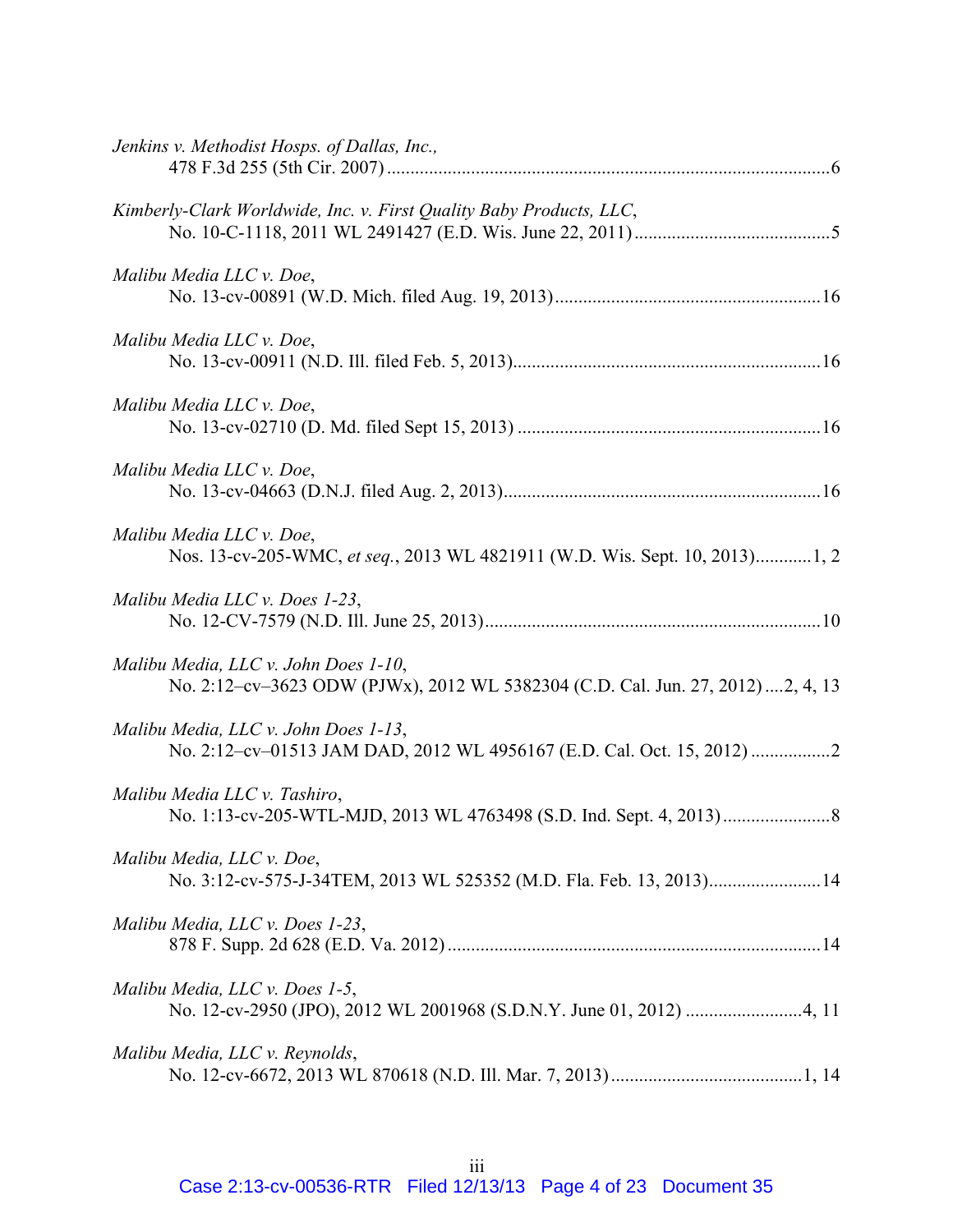*Jenkins v. Methodist Hosps. of Dallas, Inc.*,
478 F.3d 255 (5th Cir. 2007) ................................................................................................6

*Kimberly-Clark Worldwide, Inc. v. First Quality Baby Products, LLC*,
No. 10-C-1118, 2011 WL 2491427 (E.D. Wis. June 22, 2011) ..........................................5

*Malibu Media LLC v. Doe*,
No. 13-cv-00891 (W.D. Mich. filed Aug. 19, 2013) ........................................................16

*Malibu Media LLC v. Doe*,
No. 13-cv-00911 (N.D. Ill. filed Feb. 5, 2013).................................................................16

*Malibu Media LLC v. Doe*,
No. 13-cv-02710 (D. Md. filed Sept 15, 2013) ................................................................16

*Malibu Media LLC v. Doe*,
No. 13-cv-04663 (D.N.J. filed Aug. 2, 2013)...................................................................16

*Malibu Media LLC v. Doe*,
Nos. 13-cv-205-WMC, *et seq.*, 2013 WL 4821911 (W.D. Wis. Sept. 10, 2013)...........1, 2

*Malibu Media LLC v. Does 1-23*,
No. 12-CV-7579 (N.D. Ill. June 25, 2013).......................................................................10

*Malibu Media, LLC v. John Does 1-10*,
No. 2:12–cv–3623 ODW (PJWx), 2012 WL 5382304 (C.D. Cal. Jun. 27, 2012) ....2, 4, 13

*Malibu Media, LLC v. John Does 1-13*,
No. 2:12–cv–01513 JAM DAD, 2012 WL 4956167 (E.D. Cal. Oct. 15, 2012) .................2

*Malibu Media LLC v. Tashiro*,
No. 1:13-cv-205-WTL-MJD, 2013 WL 4763498 (S.D. Ind. Sept. 4, 2013).......................8

*Malibu Media, LLC v. Doe*,
No. 3:12-cv-575-J-34TEM, 2013 WL 525352 (M.D. Fla. Feb. 13, 2013)........................14

*Malibu Media, LLC v. Does 1-23*,
878 F. Supp. 2d 628 (E.D. Va. 2012) ...............................................................................14

*Malibu Media, LLC v. Does 1-5*,
No. 12-cv-2950 (JPO), 2012 WL 2001968 (S.D.N.Y. June 01, 2012) .........................4, 11

*Malibu Media, LLC v. Reynolds*,
No. 12-cv-6672, 2013 WL 870618 (N.D. Ill. Mar. 7, 2013).........................................1, 14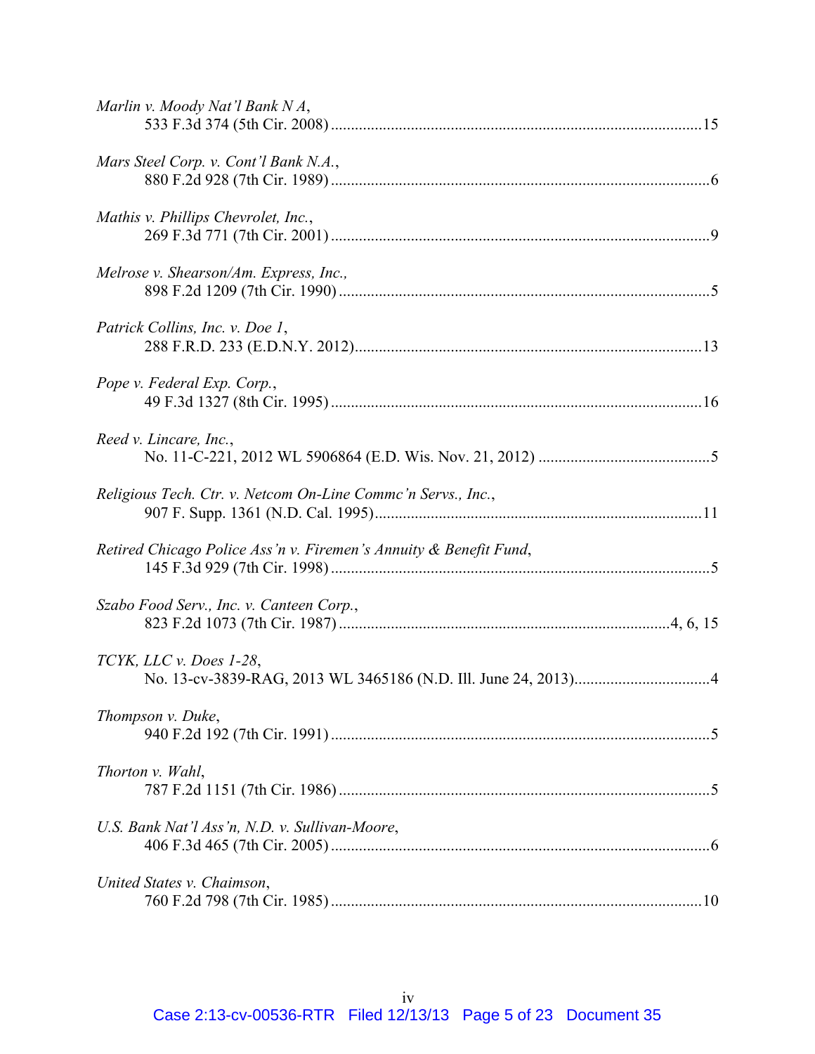*Marlin v. Moody Nat'l Bank N A*,
533 F.3d 374 (5th Cir. 2008) ............................................................................................15

*Mars Steel Corp. v. Cont'l Bank N.A.*,
880 F.2d 928 (7th Cir. 1989) ..............................................................................................6

*Mathis v. Phillips Chevrolet, Inc.*,
269 F.3d 771 (7th Cir. 2001) ..............................................................................................9

*Melrose v. Shearson/Am. Express, Inc.,*
898 F.2d 1209 (7th Cir. 1990) ............................................................................................5

*Patrick Collins, Inc. v. Doe 1*,
288 F.R.D. 233 (E.D.N.Y. 2012)......................................................................................13

*Pope v. Federal Exp. Corp.*,
49 F.3d 1327 (8th Cir. 1995) ............................................................................................16

*Reed v. Lincare, Inc.*,
No. 11-C-221, 2012 WL 5906864 (E.D. Wis. Nov. 21, 2012) ...........................................5

*Religious Tech. Ctr. v. Netcom On-Line Commc'n Servs., Inc.*,
907 F. Supp. 1361 (N.D. Cal. 1995).................................................................................11

*Retired Chicago Police Ass'n v. Firemen's Annuity & Benefit Fund*,
145 F.3d 929 (7th Cir. 1998) ..............................................................................................5

*Szabo Food Serv., Inc. v. Canteen Corp.*,
823 F.2d 1073 (7th Cir. 1987) ..................................................................................4, 6, 15

*TCYK, LLC v. Does 1-28*,
No. 13-cv-3839-RAG, 2013 WL 3465186 (N.D. Ill. June 24, 2013).................................4

*Thompson v. Duke*,
940 F.2d 192 (7th Cir. 1991) ..............................................................................................5

*Thorton v. Wahl*,
787 F.2d 1151 (7th Cir. 1986) ............................................................................................5

*U.S. Bank Nat'l Ass'n, N.D. v. Sullivan-Moore*,
406 F.3d 465 (7th Cir. 2005) ..............................................................................................6

*United States v. Chaimson*,
760 F.2d 798 (7th Cir. 1985) ............................................................................................10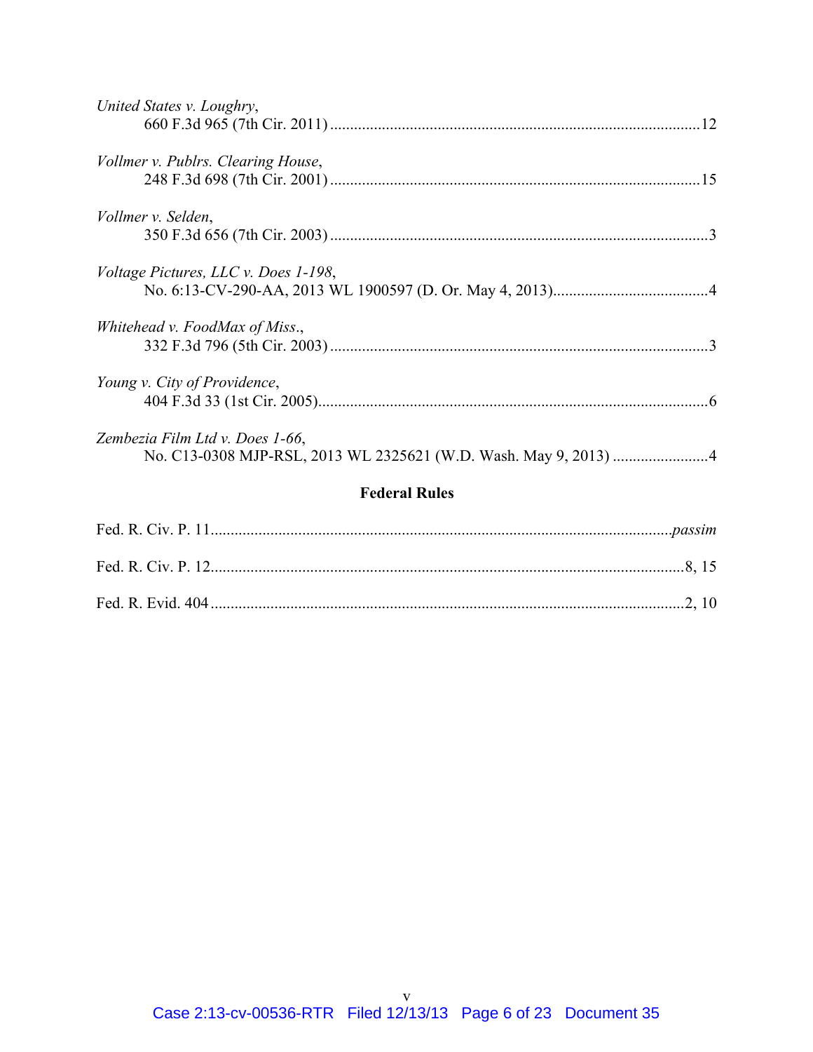*United States v. Loughry*,
660 F.3d 965 (7th Cir. 2011) .......................................................................................... 12

*Vollmer v. Publrs. Clearing House*,
248 F.3d 698 (7th Cir. 2001) .......................................................................................... 15

*Vollmer v. Selden*,
350 F.3d 656 (7th Cir. 2003) ............................................................................................ 3

*Voltage Pictures, LLC v. Does 1-198*,
No. 6:13-CV-290-AA, 2013 WL 1900597 (D. Or. May 4, 2013)...................................... 4

*Whitehead v. FoodMax of Miss.*,
332 F.3d 796 (5th Cir. 2003) ............................................................................................ 3

*Young v. City of Providence*,
404 F.3d 33 (1st Cir. 2005)............................................................................................... 6

*Zembezia Film Ltd v. Does 1-66*,
No. C13-0308 MJP-RSL, 2013 WL 2325621 (W.D. Wash. May 9, 2013) ....................... 4

**Federal Rules**

Fed. R. Civ. P. 11.............................................................................................................*passim*

Fed. R. Civ. P. 12..................................................................................................................8, 15

Fed. R. Evid. 404 ..................................................................................................................2, 10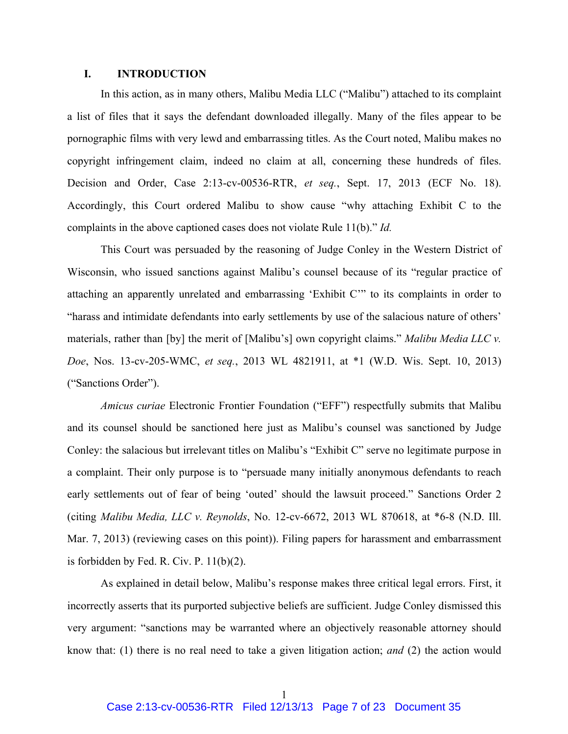## I. INTRODUCTION

In this action, as in many others, Malibu Media LLC ("Malibu") attached to its complaint a list of files that it says the defendant downloaded illegally. Many of the files appear to be pornographic films with very lewd and embarrassing titles. As the Court noted, Malibu makes no copyright infringement claim, indeed no claim at all, concerning these hundreds of files. Decision and Order, Case 2:13-cv-00536-RTR, *et seq.*, Sept. 17, 2013 (ECF No. 18). Accordingly, this Court ordered Malibu to show cause "why attaching Exhibit C to the complaints in the above captioned cases does not violate Rule 11(b)." *Id.*

This Court was persuaded by the reasoning of Judge Conley in the Western District of Wisconsin, who issued sanctions against Malibu's counsel because of its "regular practice of attaching an apparently unrelated and embarrassing 'Exhibit C'" to its complaints in order to "harass and intimidate defendants into early settlements by use of the salacious nature of others' materials, rather than [by] the merit of [Malibu's] own copyright claims." *Malibu Media LLC v. Doe*, Nos. 13-cv-205-WMC, *et seq.*, 2013 WL 4821911, at *1 (W.D. Wis. Sept. 10, 2013) ("Sanctions Order").

*Amicus curiae* Electronic Frontier Foundation ("EFF") respectfully submits that Malibu and its counsel should be sanctioned here just as Malibu's counsel was sanctioned by Judge Conley: the salacious but irrelevant titles on Malibu's "Exhibit C" serve no legitimate purpose in a complaint. Their only purpose is to "persuade many initially anonymous defendants to reach early settlements out of fear of being 'outed' should the lawsuit proceed." Sanctions Order 2 (citing *Malibu Media, LLC v. Reynolds*, No. 12-cv-6672, 2013 WL 870618, at *6-8 (N.D. Ill. Mar. 7, 2013) (reviewing cases on this point)). Filing papers for harassment and embarrassment is forbidden by Fed. R. Civ. P. 11(b)(2).

As explained in detail below, Malibu's response makes three critical legal errors. First, it incorrectly asserts that its purported subjective beliefs are sufficient. Judge Conley dismissed this very argument: "sanctions may be warranted where an objectively reasonable attorney should know that: (1) there is no real need to take a given litigation action; *and* (2) the action would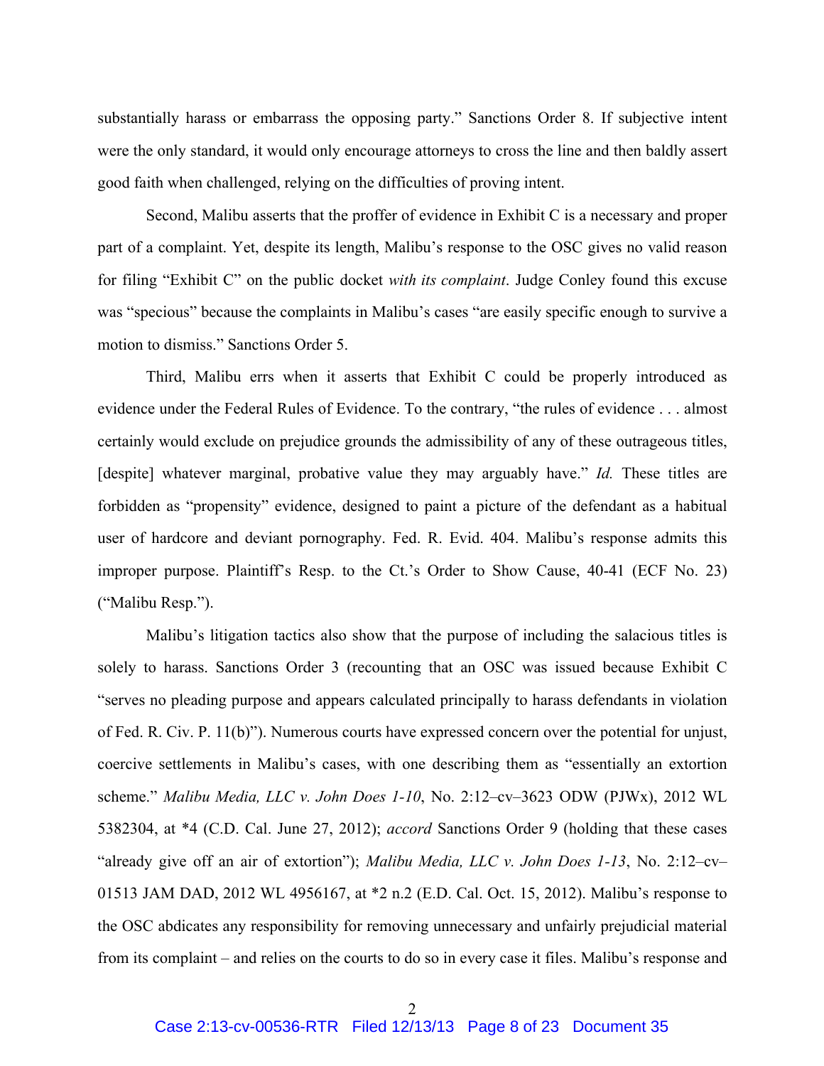substantially harass or embarrass the opposing party." Sanctions Order 8. If subjective intent were the only standard, it would only encourage attorneys to cross the line and then baldly assert good faith when challenged, relying on the difficulties of proving intent.

Second, Malibu asserts that the proffer of evidence in Exhibit C is a necessary and proper part of a complaint. Yet, despite its length, Malibu's response to the OSC gives no valid reason for filing "Exhibit C" on the public docket *with its complaint*. Judge Conley found this excuse was "specious" because the complaints in Malibu's cases "are easily specific enough to survive a motion to dismiss." Sanctions Order 5.

Third, Malibu errs when it asserts that Exhibit C could be properly introduced as evidence under the Federal Rules of Evidence. To the contrary, "the rules of evidence . . . almost certainly would exclude on prejudice grounds the admissibility of any of these outrageous titles, [despite] whatever marginal, probative value they may arguably have." *Id.* These titles are forbidden as "propensity" evidence, designed to paint a picture of the defendant as a habitual user of hardcore and deviant pornography. Fed. R. Evid. 404. Malibu's response admits this improper purpose. Plaintiff's Resp. to the Ct.'s Order to Show Cause, 40-41 (ECF No. 23) ("Malibu Resp.").

Malibu's litigation tactics also show that the purpose of including the salacious titles is solely to harass. Sanctions Order 3 (recounting that an OSC was issued because Exhibit C "serves no pleading purpose and appears calculated principally to harass defendants in violation of Fed. R. Civ. P. 11(b)"). Numerous courts have expressed concern over the potential for unjust, coercive settlements in Malibu's cases, with one describing them as "essentially an extortion scheme." *Malibu Media, LLC v. John Does 1-10*, No. 2:12–cv–3623 ODW (PJWx), 2012 WL 5382304, at *4 (C.D. Cal. June 27, 2012); *accord* Sanctions Order 9 (holding that these cases "already give off an air of extortion"); *Malibu Media, LLC v. John Does 1-13*, No. 2:12–cv–01513 JAM DAD, 2012 WL 4956167, at *2 n.2 (E.D. Cal. Oct. 15, 2012). Malibu's response to the OSC abdicates any responsibility for removing unnecessary and unfairly prejudicial material from its complaint – and relies on the courts to do so in every case it files. Malibu's response and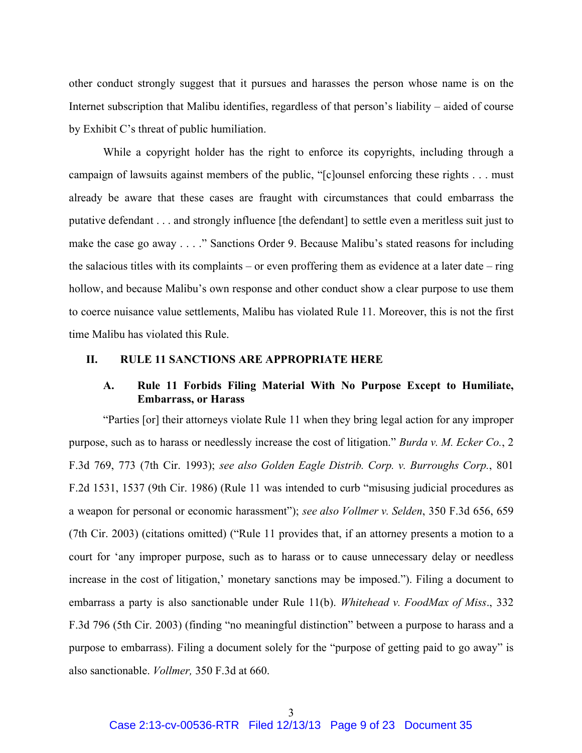other conduct strongly suggest that it pursues and harasses the person whose name is on the Internet subscription that Malibu identifies, regardless of that person's liability – aided of course by Exhibit C's threat of public humiliation.

While a copyright holder has the right to enforce its copyrights, including through a campaign of lawsuits against members of the public, "[c]ounsel enforcing these rights . . . must already be aware that these cases are fraught with circumstances that could embarrass the putative defendant . . . and strongly influence [the defendant] to settle even a meritless suit just to make the case go away . . . ." Sanctions Order 9. Because Malibu's stated reasons for including the salacious titles with its complaints – or even proffering them as evidence at a later date – ring hollow, and because Malibu's own response and other conduct show a clear purpose to use them to coerce nuisance value settlements, Malibu has violated Rule 11. Moreover, this is not the first time Malibu has violated this Rule.

## II. RULE 11 SANCTIONS ARE APPROPRIATE HERE

### A. Rule 11 Forbids Filing Material With No Purpose Except to Humiliate, Embarrass, or Harass

"Parties [or] their attorneys violate Rule 11 when they bring legal action for any improper purpose, such as to harass or needlessly increase the cost of litigation." *Burda v. M. Ecker Co.*, 2 F.3d 769, 773 (7th Cir. 1993); *see also Golden Eagle Distrib. Corp. v. Burroughs Corp.*, 801 F.2d 1531, 1537 (9th Cir. 1986) (Rule 11 was intended to curb "misusing judicial procedures as a weapon for personal or economic harassment"); *see also Vollmer v. Selden*, 350 F.3d 656, 659 (7th Cir. 2003) (citations omitted) ("Rule 11 provides that, if an attorney presents a motion to a court for 'any improper purpose, such as to harass or to cause unnecessary delay or needless increase in the cost of litigation,' monetary sanctions may be imposed."). Filing a document to embarrass a party is also sanctionable under Rule 11(b). *Whitehead v. FoodMax of Miss*., 332 F.3d 796 (5th Cir. 2003) (finding "no meaningful distinction" between a purpose to harass and a purpose to embarrass). Filing a document solely for the "purpose of getting paid to go away" is also sanctionable. *Vollmer,* 350 F.3d at 660.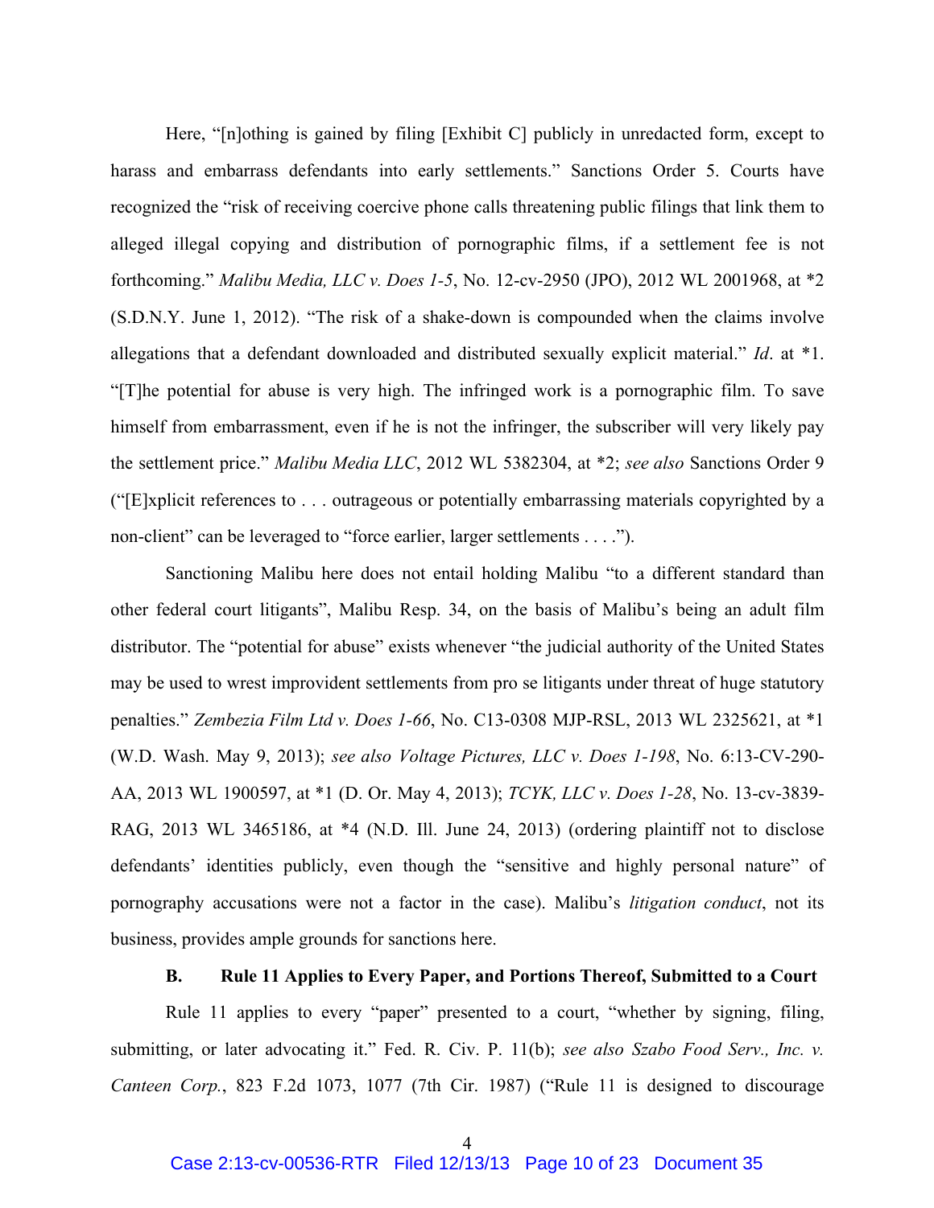Here, "[n]othing is gained by filing [Exhibit C] publicly in unredacted form, except to harass and embarrass defendants into early settlements." Sanctions Order 5. Courts have recognized the "risk of receiving coercive phone calls threatening public filings that link them to alleged illegal copying and distribution of pornographic films, if a settlement fee is not forthcoming." *Malibu Media, LLC v. Does 1-5*, No. 12-cv-2950 (JPO), 2012 WL 2001968, at *2 (S.D.N.Y. June 1, 2012). "The risk of a shake-down is compounded when the claims involve allegations that a defendant downloaded and distributed sexually explicit material." *Id*. at *1. "[T]he potential for abuse is very high. The infringed work is a pornographic film. To save himself from embarrassment, even if he is not the infringer, the subscriber will very likely pay the settlement price." *Malibu Media LLC*, 2012 WL 5382304, at *2; *see also* Sanctions Order 9 ("[E]xplicit references to . . . outrageous or potentially embarrassing materials copyrighted by a non-client" can be leveraged to "force earlier, larger settlements . . . .").

Sanctioning Malibu here does not entail holding Malibu "to a different standard than other federal court litigants", Malibu Resp. 34, on the basis of Malibu's being an adult film distributor. The "potential for abuse" exists whenever "the judicial authority of the United States may be used to wrest improvident settlements from pro se litigants under threat of huge statutory penalties." *Zembezia Film Ltd v. Does 1-66*, No. C13-0308 MJP-RSL, 2013 WL 2325621, at *1 (W.D. Wash. May 9, 2013); *see also Voltage Pictures, LLC v. Does 1-198*, No. 6:13-CV-290-AA, 2013 WL 1900597, at *1 (D. Or. May 4, 2013); *TCYK, LLC v. Does 1-28*, No. 13-cv-3839-RAG, 2013 WL 3465186, at *4 (N.D. Ill. June 24, 2013) (ordering plaintiff not to disclose defendants' identities publicly, even though the "sensitive and highly personal nature" of pornography accusations were not a factor in the case). Malibu's *litigation conduct*, not its business, provides ample grounds for sanctions here.

### B. Rule 11 Applies to Every Paper, and Portions Thereof, Submitted to a Court

Rule 11 applies to every "paper" presented to a court, "whether by signing, filing, submitting, or later advocating it." Fed. R. Civ. P. 11(b); *see also Szabo Food Serv., Inc. v. Canteen Corp.*, 823 F.2d 1073, 1077 (7th Cir. 1987) ("Rule 11 is designed to discourage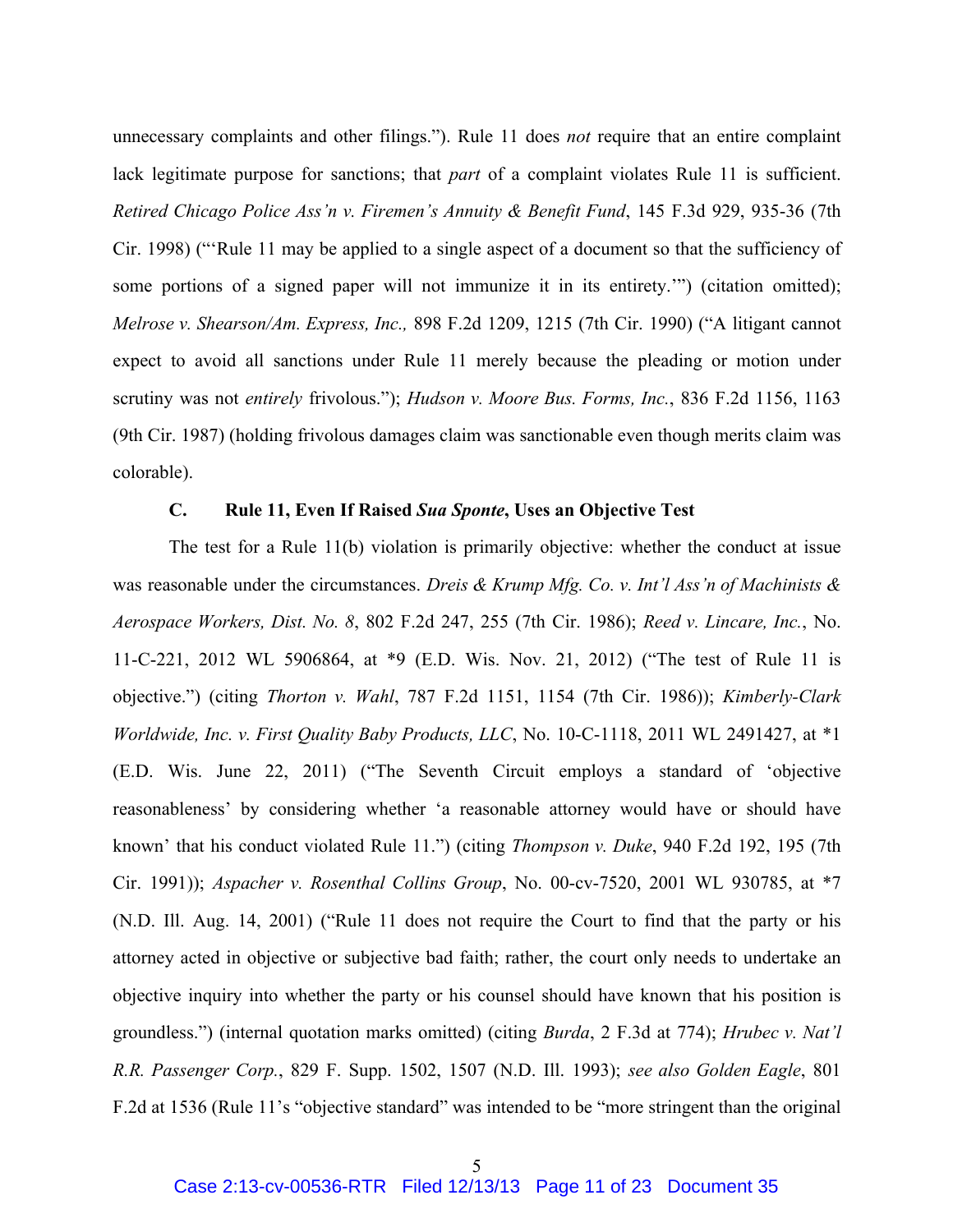unnecessary complaints and other filings."). Rule 11 does *not* require that an entire complaint lack legitimate purpose for sanctions; that *part* of a complaint violates Rule 11 is sufficient. *Retired Chicago Police Ass'n v. Firemen's Annuity & Benefit Fund*, 145 F.3d 929, 935-36 (7th Cir. 1998) ("'Rule 11 may be applied to a single aspect of a document so that the sufficiency of some portions of a signed paper will not immunize it in its entirety.'") (citation omitted); *Melrose v. Shearson/Am. Express, Inc.,* 898 F.2d 1209, 1215 (7th Cir. 1990) ("A litigant cannot expect to avoid all sanctions under Rule 11 merely because the pleading or motion under scrutiny was not *entirely* frivolous."); *Hudson v. Moore Bus. Forms, Inc.*, 836 F.2d 1156, 1163 (9th Cir. 1987) (holding frivolous damages claim was sanctionable even though merits claim was colorable).

### C. Rule 11, Even If Raised *Sua Sponte*, Uses an Objective Test

The test for a Rule 11(b) violation is primarily objective: whether the conduct at issue was reasonable under the circumstances. *Dreis & Krump Mfg. Co. v. Int'l Ass'n of Machinists & Aerospace Workers, Dist. No. 8*, 802 F.2d 247, 255 (7th Cir. 1986); *Reed v. Lincare, Inc.*, No. 11-C-221, 2012 WL 5906864, at *9 (E.D. Wis. Nov. 21, 2012) ("The test of Rule 11 is objective.") (citing *Thorton v. Wahl*, 787 F.2d 1151, 1154 (7th Cir. 1986)); *Kimberly-Clark Worldwide, Inc. v. First Quality Baby Products, LLC*, No. 10-C-1118, 2011 WL 2491427, at *1 (E.D. Wis. June 22, 2011) ("The Seventh Circuit employs a standard of 'objective reasonableness' by considering whether 'a reasonable attorney would have or should have known' that his conduct violated Rule 11.") (citing *Thompson v. Duke*, 940 F.2d 192, 195 (7th Cir. 1991)); *Aspacher v. Rosenthal Collins Group*, No. 00-cv-7520, 2001 WL 930785, at *7 (N.D. Ill. Aug. 14, 2001) ("Rule 11 does not require the Court to find that the party or his attorney acted in objective or subjective bad faith; rather, the court only needs to undertake an objective inquiry into whether the party or his counsel should have known that his position is groundless.") (internal quotation marks omitted) (citing *Burda*, 2 F.3d at 774); *Hrubec v. Nat'l R.R. Passenger Corp.*, 829 F. Supp. 1502, 1507 (N.D. Ill. 1993); *see also Golden Eagle*, 801 F.2d at 1536 (Rule 11's "objective standard" was intended to be "more stringent than the original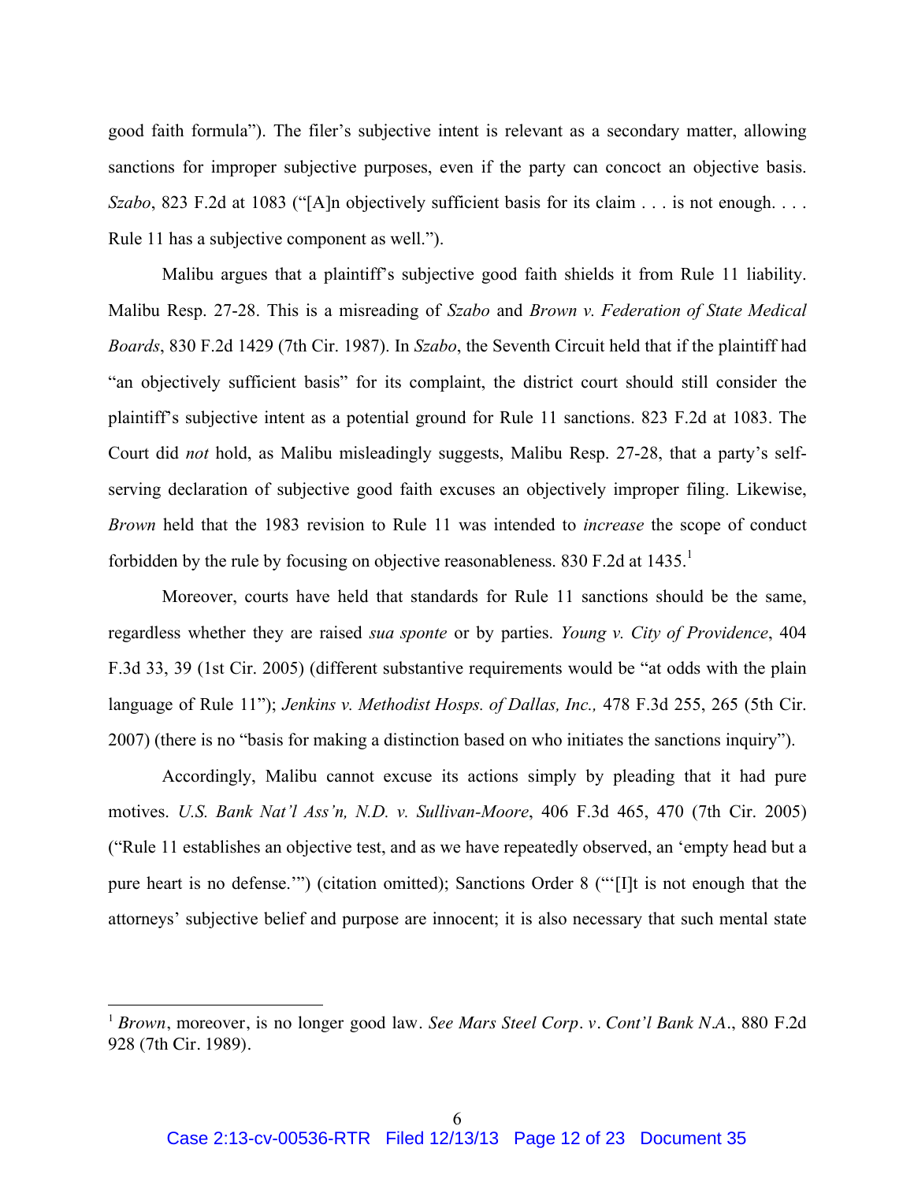good faith formula"). The filer's subjective intent is relevant as a secondary matter, allowing sanctions for improper subjective purposes, even if the party can concoct an objective basis. *Szabo*, 823 F.2d at 1083 ("[A]n objectively sufficient basis for its claim . . . is not enough. . . . Rule 11 has a subjective component as well.").

Malibu argues that a plaintiff's subjective good faith shields it from Rule 11 liability. Malibu Resp. 27-28. This is a misreading of *Szabo* and *Brown v. Federation of State Medical Boards*, 830 F.2d 1429 (7th Cir. 1987). In *Szabo*, the Seventh Circuit held that if the plaintiff had "an objectively sufficient basis" for its complaint, the district court should still consider the plaintiff's subjective intent as a potential ground for Rule 11 sanctions. 823 F.2d at 1083. The Court did *not* hold, as Malibu misleadingly suggests, Malibu Resp. 27-28, that a party's self-serving declaration of subjective good faith excuses an objectively improper filing. Likewise, *Brown* held that the 1983 revision to Rule 11 was intended to *increase* the scope of conduct forbidden by the rule by focusing on objective reasonableness. 830 F.2d at 1435.[1]

Moreover, courts have held that standards for Rule 11 sanctions should be the same, regardless whether they are raised *sua sponte* or by parties. *Young v. City of Providence*, 404 F.3d 33, 39 (1st Cir. 2005) (different substantive requirements would be "at odds with the plain language of Rule 11"); *Jenkins v. Methodist Hosps. of Dallas, Inc.,* 478 F.3d 255, 265 (5th Cir. 2007) (there is no "basis for making a distinction based on who initiates the sanctions inquiry").

Accordingly, Malibu cannot excuse its actions simply by pleading that it had pure motives. *U.S. Bank Nat'l Ass'n, N.D. v. Sullivan-Moore*, 406 F.3d 465, 470 (7th Cir. 2005) ("Rule 11 establishes an objective test, and as we have repeatedly observed, an 'empty head but a pure heart is no defense.'") (citation omitted); Sanctions Order 8 ("'[I]t is not enough that the attorneys' subjective belief and purpose are innocent; it is also necessary that such mental state

---

[1] *Brown*, moreover, is no longer good law. *See Mars Steel Corp. v. Cont'l Bank N.A.*, 880 F.2d 928 (7th Cir. 1989).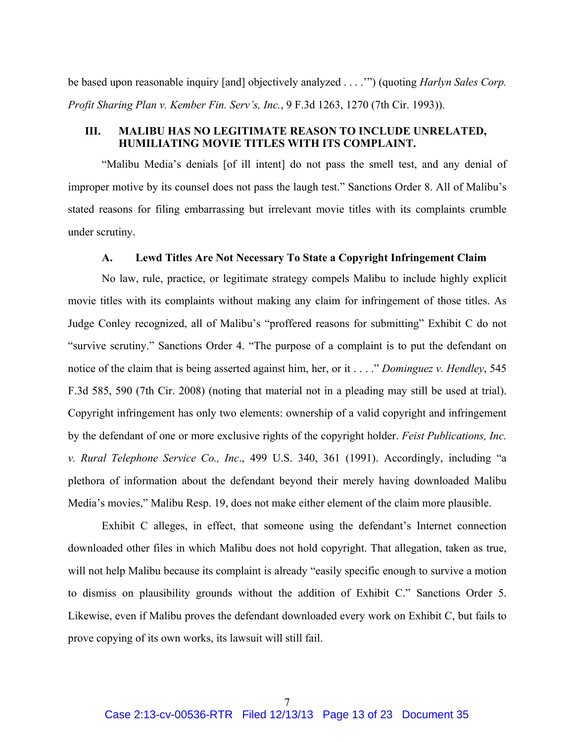be based upon reasonable inquiry [and] objectively analyzed . . . .'") (quoting *Harlyn Sales Corp. Profit Sharing Plan v. Kember Fin. Serv's, Inc.*, 9 F.3d 1263, 1270 (7th Cir. 1993)).

## III. MALIBU HAS NO LEGITIMATE REASON TO INCLUDE UNRELATED, HUMILIATING MOVIE TITLES WITH ITS COMPLAINT.

"Malibu Media's denials [of ill intent] do not pass the smell test, and any denial of improper motive by its counsel does not pass the laugh test." Sanctions Order 8. All of Malibu's stated reasons for filing embarrassing but irrelevant movie titles with its complaints crumble under scrutiny.

### A. Lewd Titles Are Not Necessary To State a Copyright Infringement Claim

No law, rule, practice, or legitimate strategy compels Malibu to include highly explicit movie titles with its complaints without making any claim for infringement of those titles. As Judge Conley recognized, all of Malibu's "proffered reasons for submitting" Exhibit C do not "survive scrutiny." Sanctions Order 4. "The purpose of a complaint is to put the defendant on notice of the claim that is being asserted against him, her, or it . . . ." *Dominguez v. Hendley*, 545 F.3d 585, 590 (7th Cir. 2008) (noting that material not in a pleading may still be used at trial). Copyright infringement has only two elements: ownership of a valid copyright and infringement by the defendant of one or more exclusive rights of the copyright holder. *Feist Publications, Inc. v. Rural Telephone Service Co., Inc*., 499 U.S. 340, 361 (1991). Accordingly, including "a plethora of information about the defendant beyond their merely having downloaded Malibu Media's movies," Malibu Resp. 19, does not make either element of the claim more plausible.

Exhibit C alleges, in effect, that someone using the defendant's Internet connection downloaded other files in which Malibu does not hold copyright. That allegation, taken as true, will not help Malibu because its complaint is already "easily specific enough to survive a motion to dismiss on plausibility grounds without the addition of Exhibit C." Sanctions Order 5. Likewise, even if Malibu proves the defendant downloaded every work on Exhibit C, but fails to prove copying of its own works, its lawsuit will still fail.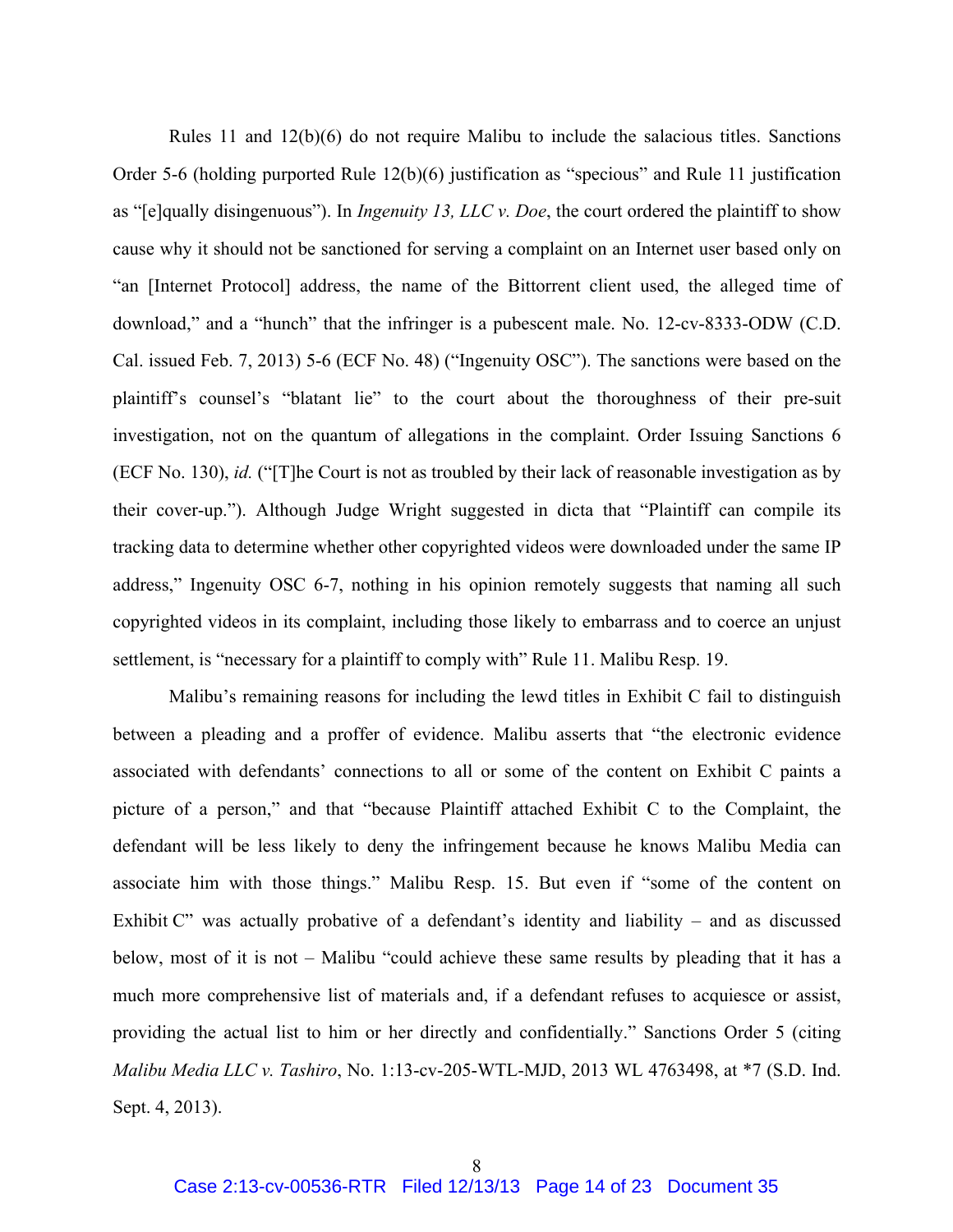Rules 11 and 12(b)(6) do not require Malibu to include the salacious titles. Sanctions Order 5-6 (holding purported Rule 12(b)(6) justification as "specious" and Rule 11 justification as "[e]qually disingenuous"). In *Ingenuity 13, LLC v. Doe*, the court ordered the plaintiff to show cause why it should not be sanctioned for serving a complaint on an Internet user based only on "an [Internet Protocol] address, the name of the Bittorrent client used, the alleged time of download," and a "hunch" that the infringer is a pubescent male. No. 12-cv-8333-ODW (C.D. Cal. issued Feb. 7, 2013) 5-6 (ECF No. 48) ("Ingenuity OSC"). The sanctions were based on the plaintiff's counsel's "blatant lie" to the court about the thoroughness of their pre-suit investigation, not on the quantum of allegations in the complaint. Order Issuing Sanctions 6 (ECF No. 130), *id.* ("[T]he Court is not as troubled by their lack of reasonable investigation as by their cover-up."). Although Judge Wright suggested in dicta that "Plaintiff can compile its tracking data to determine whether other copyrighted videos were downloaded under the same IP address," Ingenuity OSC 6-7, nothing in his opinion remotely suggests that naming all such copyrighted videos in its complaint, including those likely to embarrass and to coerce an unjust settlement, is "necessary for a plaintiff to comply with" Rule 11. Malibu Resp. 19.

Malibu's remaining reasons for including the lewd titles in Exhibit C fail to distinguish between a pleading and a proffer of evidence. Malibu asserts that "the electronic evidence associated with defendants' connections to all or some of the content on Exhibit C paints a picture of a person," and that "because Plaintiff attached Exhibit C to the Complaint, the defendant will be less likely to deny the infringement because he knows Malibu Media can associate him with those things." Malibu Resp. 15. But even if "some of the content on Exhibit C" was actually probative of a defendant's identity and liability – and as discussed below, most of it is not – Malibu "could achieve these same results by pleading that it has a much more comprehensive list of materials and, if a defendant refuses to acquiesce or assist, providing the actual list to him or her directly and confidentially." Sanctions Order 5 (citing *Malibu Media LLC v. Tashiro*, No. 1:13-cv-205-WTL-MJD, 2013 WL 4763498, at *7 (S.D. Ind. Sept. 4, 2013).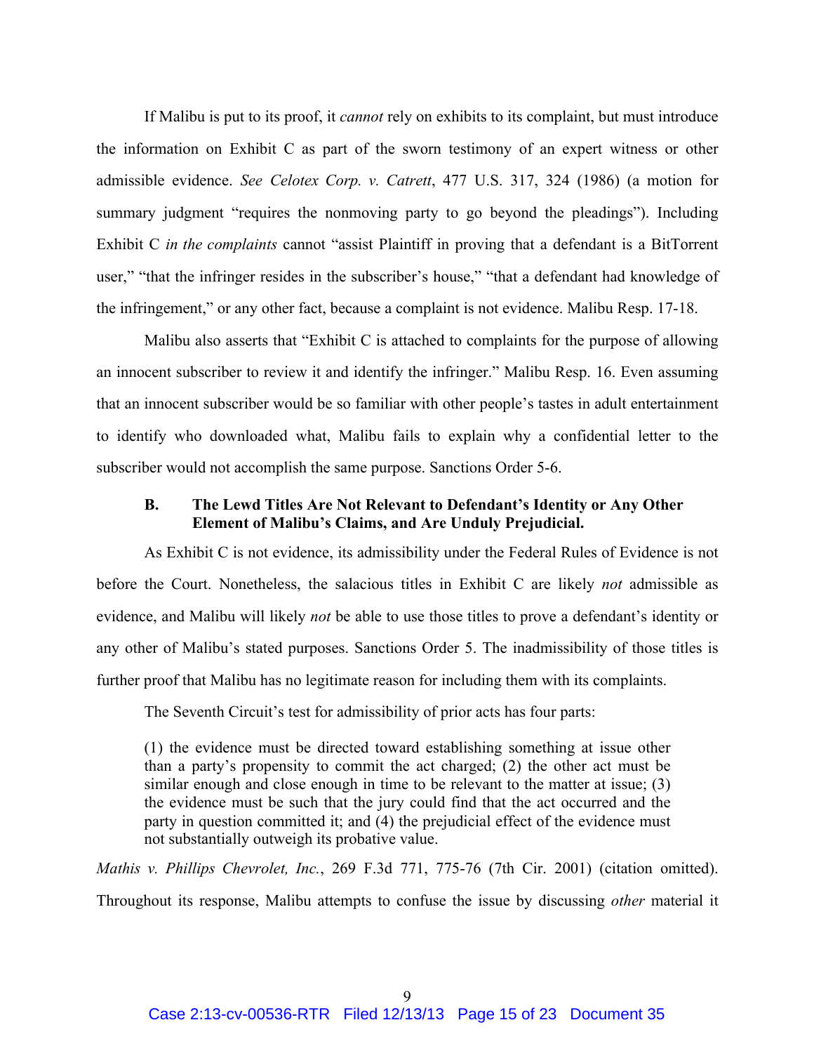If Malibu is put to its proof, it *cannot* rely on exhibits to its complaint, but must introduce the information on Exhibit C as part of the sworn testimony of an expert witness or other admissible evidence. *See Celotex Corp. v. Catrett*, 477 U.S. 317, 324 (1986) (a motion for summary judgment "requires the nonmoving party to go beyond the pleadings"). Including Exhibit C *in the complaints* cannot "assist Plaintiff in proving that a defendant is a BitTorrent user," "that the infringer resides in the subscriber's house," "that a defendant had knowledge of the infringement," or any other fact, because a complaint is not evidence. Malibu Resp. 17-18.

Malibu also asserts that "Exhibit C is attached to complaints for the purpose of allowing an innocent subscriber to review it and identify the infringer." Malibu Resp. 16. Even assuming that an innocent subscriber would be so familiar with other people's tastes in adult entertainment to identify who downloaded what, Malibu fails to explain why a confidential letter to the subscriber would not accomplish the same purpose. Sanctions Order 5-6.

### B. The Lewd Titles Are Not Relevant to Defendant's Identity or Any Other Element of Malibu's Claims, and Are Unduly Prejudicial.

As Exhibit C is not evidence, its admissibility under the Federal Rules of Evidence is not before the Court. Nonetheless, the salacious titles in Exhibit C are likely *not* admissible as evidence, and Malibu will likely *not* be able to use those titles to prove a defendant's identity or any other of Malibu's stated purposes. Sanctions Order 5. The inadmissibility of those titles is further proof that Malibu has no legitimate reason for including them with its complaints.

The Seventh Circuit's test for admissibility of prior acts has four parts:

> (1) the evidence must be directed toward establishing something at issue other than a party's propensity to commit the act charged; (2) the other act must be similar enough and close enough in time to be relevant to the matter at issue; (3) the evidence must be such that the jury could find that the act occurred and the party in question committed it; and (4) the prejudicial effect of the evidence must not substantially outweigh its probative value.

*Mathis v. Phillips Chevrolet, Inc.*, 269 F.3d 771, 775-76 (7th Cir. 2001) (citation omitted). Throughout its response, Malibu attempts to confuse the issue by discussing *other* material it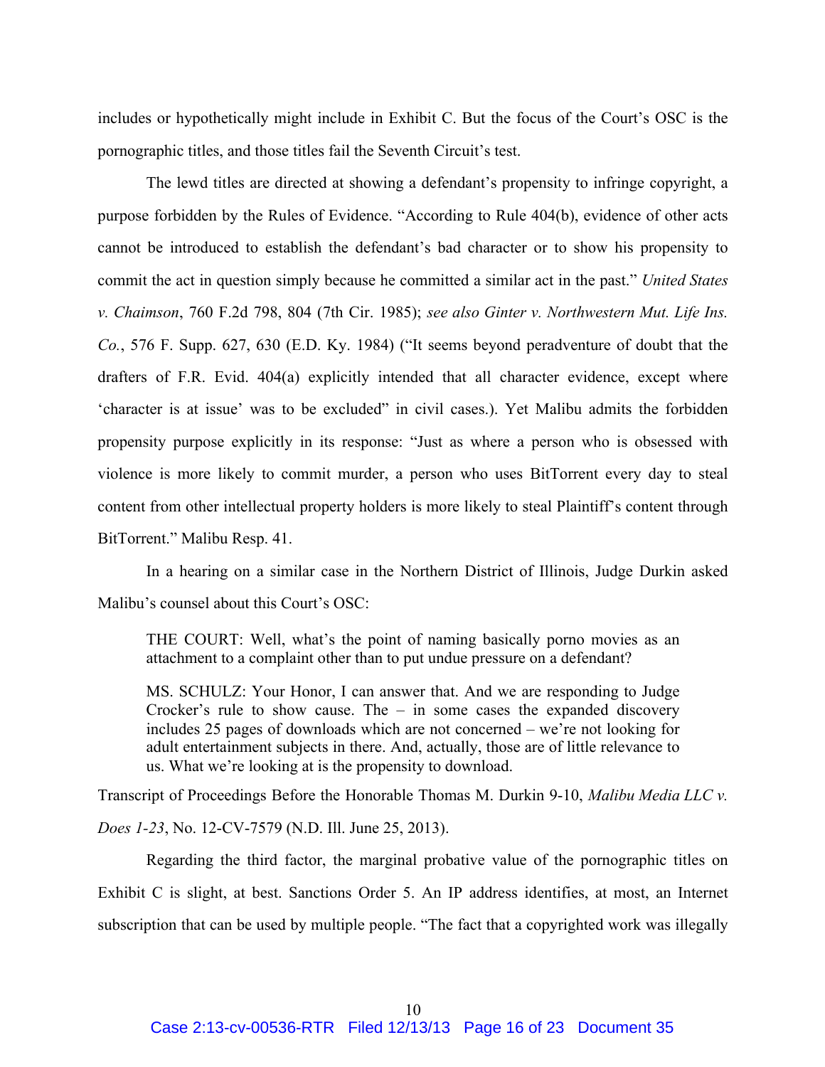includes or hypothetically might include in Exhibit C. But the focus of the Court's OSC is the pornographic titles, and those titles fail the Seventh Circuit's test.

The lewd titles are directed at showing a defendant's propensity to infringe copyright, a purpose forbidden by the Rules of Evidence. "According to Rule 404(b), evidence of other acts cannot be introduced to establish the defendant's bad character or to show his propensity to commit the act in question simply because he committed a similar act in the past." *United States v. Chaimson*, 760 F.2d 798, 804 (7th Cir. 1985); *see also Ginter v. Northwestern Mut. Life Ins. Co.*, 576 F. Supp. 627, 630 (E.D. Ky. 1984) ("It seems beyond peradventure of doubt that the drafters of F.R. Evid. 404(a) explicitly intended that all character evidence, except where 'character is at issue' was to be excluded" in civil cases.). Yet Malibu admits the forbidden propensity purpose explicitly in its response: "Just as where a person who is obsessed with violence is more likely to commit murder, a person who uses BitTorrent every day to steal content from other intellectual property holders is more likely to steal Plaintiff's content through BitTorrent." Malibu Resp. 41.

In a hearing on a similar case in the Northern District of Illinois, Judge Durkin asked Malibu's counsel about this Court's OSC:

> THE COURT: Well, what's the point of naming basically porno movies as an attachment to a complaint other than to put undue pressure on a defendant?
>
> MS. SCHULZ: Your Honor, I can answer that. And we are responding to Judge Crocker's rule to show cause. The – in some cases the expanded discovery includes 25 pages of downloads which are not concerned – we're not looking for adult entertainment subjects in there. And, actually, those are of little relevance to us. What we're looking at is the propensity to download.

Transcript of Proceedings Before the Honorable Thomas M. Durkin 9-10, *Malibu Media LLC v. Does 1-23*, No. 12-CV-7579 (N.D. Ill. June 25, 2013).

Regarding the third factor, the marginal probative value of the pornographic titles on Exhibit C is slight, at best. Sanctions Order 5. An IP address identifies, at most, an Internet subscription that can be used by multiple people. "The fact that a copyrighted work was illegally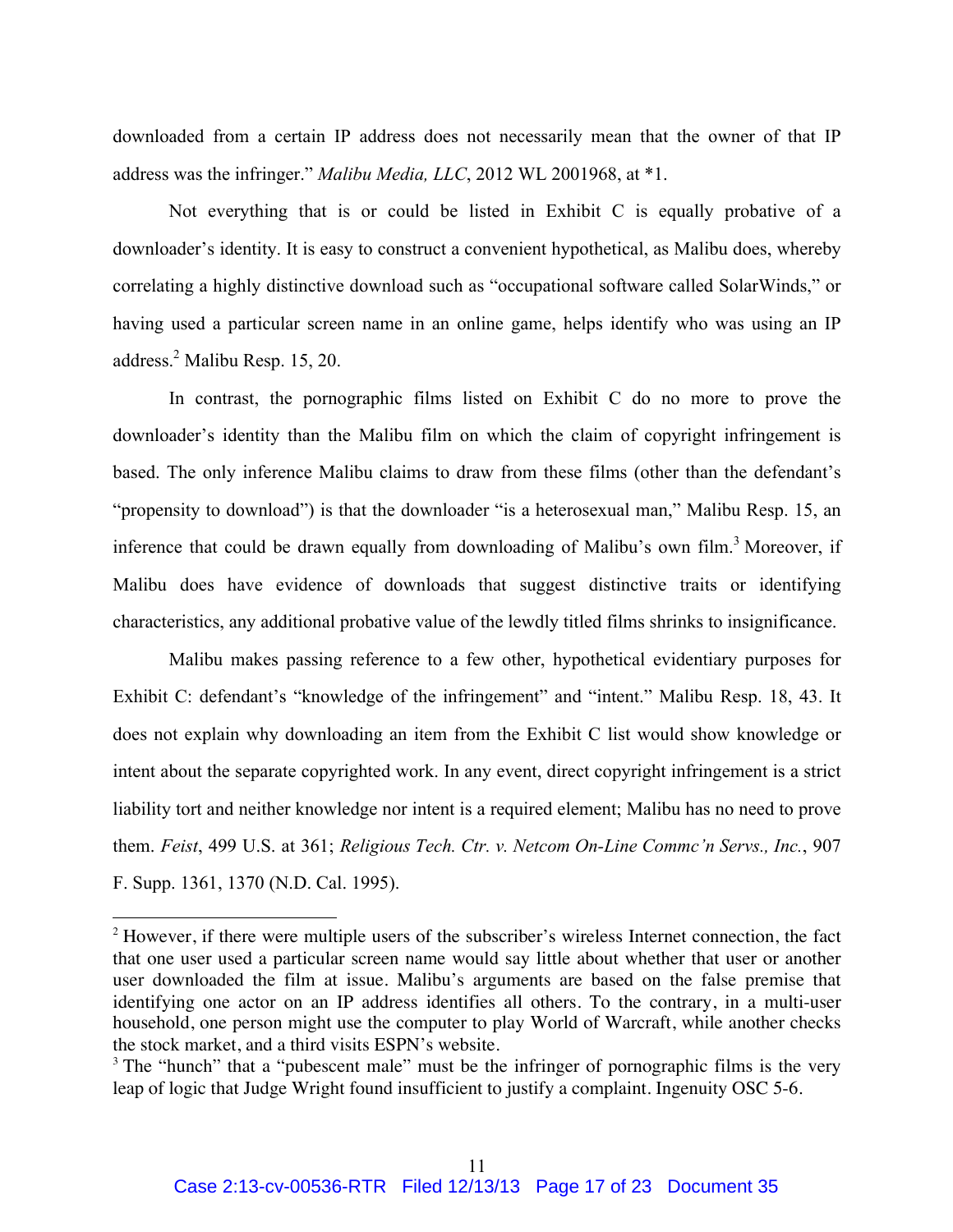downloaded from a certain IP address does not necessarily mean that the owner of that IP address was the infringer." *Malibu Media, LLC*, 2012 WL 2001968, at *1.

Not everything that is or could be listed in Exhibit C is equally probative of a downloader's identity. It is easy to construct a convenient hypothetical, as Malibu does, whereby correlating a highly distinctive download such as "occupational software called SolarWinds," or having used a particular screen name in an online game, helps identify who was using an IP address.[2] Malibu Resp. 15, 20.

In contrast, the pornographic films listed on Exhibit C do no more to prove the downloader's identity than the Malibu film on which the claim of copyright infringement is based. The only inference Malibu claims to draw from these films (other than the defendant's "propensity to download") is that the downloader "is a heterosexual man," Malibu Resp. 15, an inference that could be drawn equally from downloading of Malibu's own film.[3] Moreover, if Malibu does have evidence of downloads that suggest distinctive traits or identifying characteristics, any additional probative value of the lewdly titled films shrinks to insignificance.

Malibu makes passing reference to a few other, hypothetical evidentiary purposes for Exhibit C: defendant's "knowledge of the infringement" and "intent." Malibu Resp. 18, 43. It does not explain why downloading an item from the Exhibit C list would show knowledge or intent about the separate copyrighted work. In any event, direct copyright infringement is a strict liability tort and neither knowledge nor intent is a required element; Malibu has no need to prove them. *Feist*, 499 U.S. at 361; *Religious Tech. Ctr. v. Netcom On-Line Commc'n Servs., Inc.*, 907 F. Supp. 1361, 1370 (N.D. Cal. 1995).

---

[2] However, if there were multiple users of the subscriber's wireless Internet connection, the fact that one user used a particular screen name would say little about whether that user or another user downloaded the film at issue. Malibu's arguments are based on the false premise that identifying one actor on an IP address identifies all others. To the contrary, in a multi-user household, one person might use the computer to play World of Warcraft, while another checks the stock market, and a third visits ESPN's website.

[3] The "hunch" that a "pubescent male" must be the infringer of pornographic films is the very leap of logic that Judge Wright found insufficient to justify a complaint. Ingenuity OSC 5-6.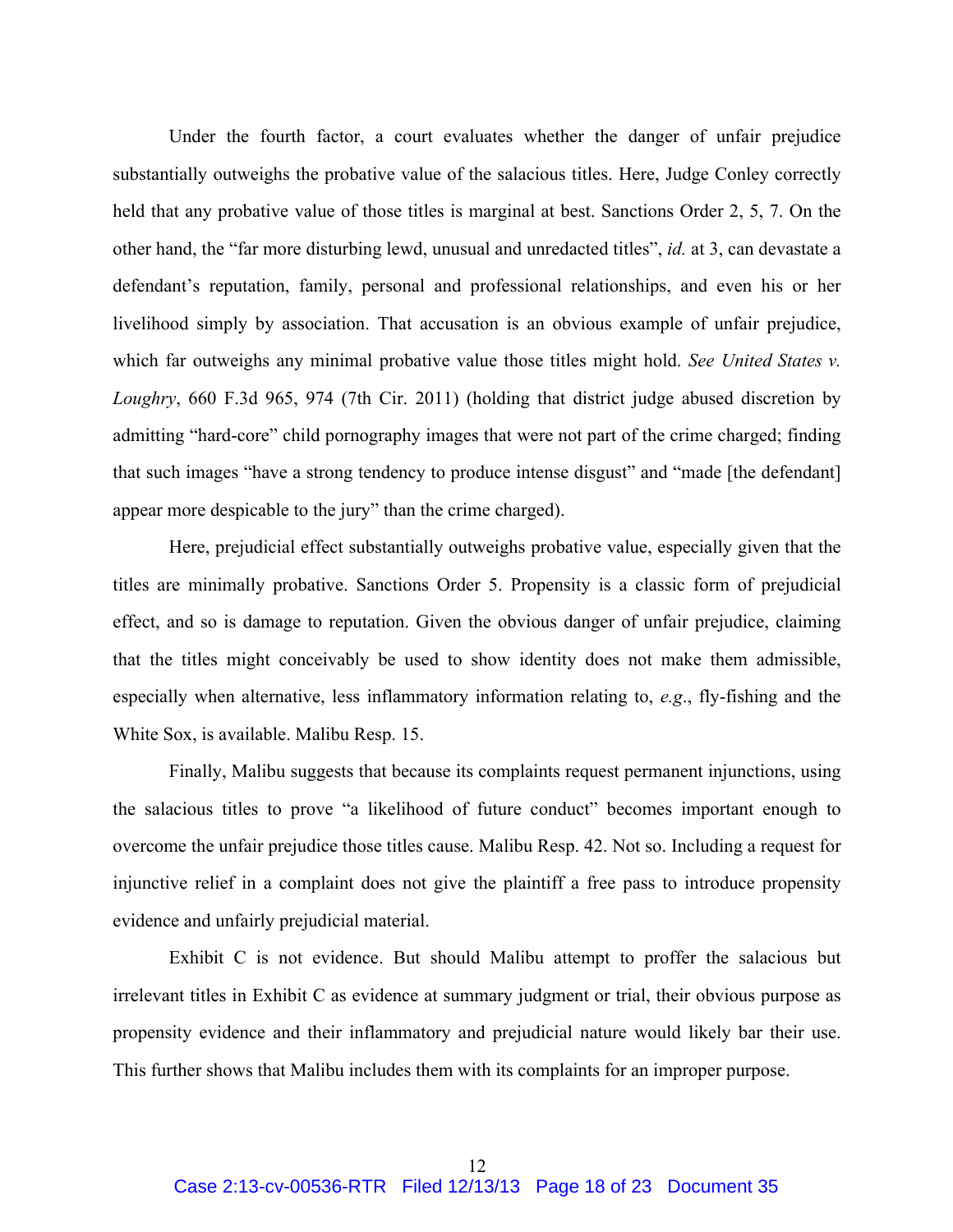Under the fourth factor, a court evaluates whether the danger of unfair prejudice substantially outweighs the probative value of the salacious titles. Here, Judge Conley correctly held that any probative value of those titles is marginal at best. Sanctions Order 2, 5, 7. On the other hand, the "far more disturbing lewd, unusual and unredacted titles", *id.* at 3, can devastate a defendant's reputation, family, personal and professional relationships, and even his or her livelihood simply by association. That accusation is an obvious example of unfair prejudice, which far outweighs any minimal probative value those titles might hold. *See United States v. Loughry*, 660 F.3d 965, 974 (7th Cir. 2011) (holding that district judge abused discretion by admitting "hard-core" child pornography images that were not part of the crime charged; finding that such images "have a strong tendency to produce intense disgust" and "made [the defendant] appear more despicable to the jury" than the crime charged).

Here, prejudicial effect substantially outweighs probative value, especially given that the titles are minimally probative. Sanctions Order 5. Propensity is a classic form of prejudicial effect, and so is damage to reputation. Given the obvious danger of unfair prejudice, claiming that the titles might conceivably be used to show identity does not make them admissible, especially when alternative, less inflammatory information relating to, *e.g*., fly-fishing and the White Sox, is available. Malibu Resp. 15.

Finally, Malibu suggests that because its complaints request permanent injunctions, using the salacious titles to prove "a likelihood of future conduct" becomes important enough to overcome the unfair prejudice those titles cause. Malibu Resp. 42. Not so. Including a request for injunctive relief in a complaint does not give the plaintiff a free pass to introduce propensity evidence and unfairly prejudicial material.

Exhibit C is not evidence. But should Malibu attempt to proffer the salacious but irrelevant titles in Exhibit C as evidence at summary judgment or trial, their obvious purpose as propensity evidence and their inflammatory and prejudicial nature would likely bar their use. This further shows that Malibu includes them with its complaints for an improper purpose.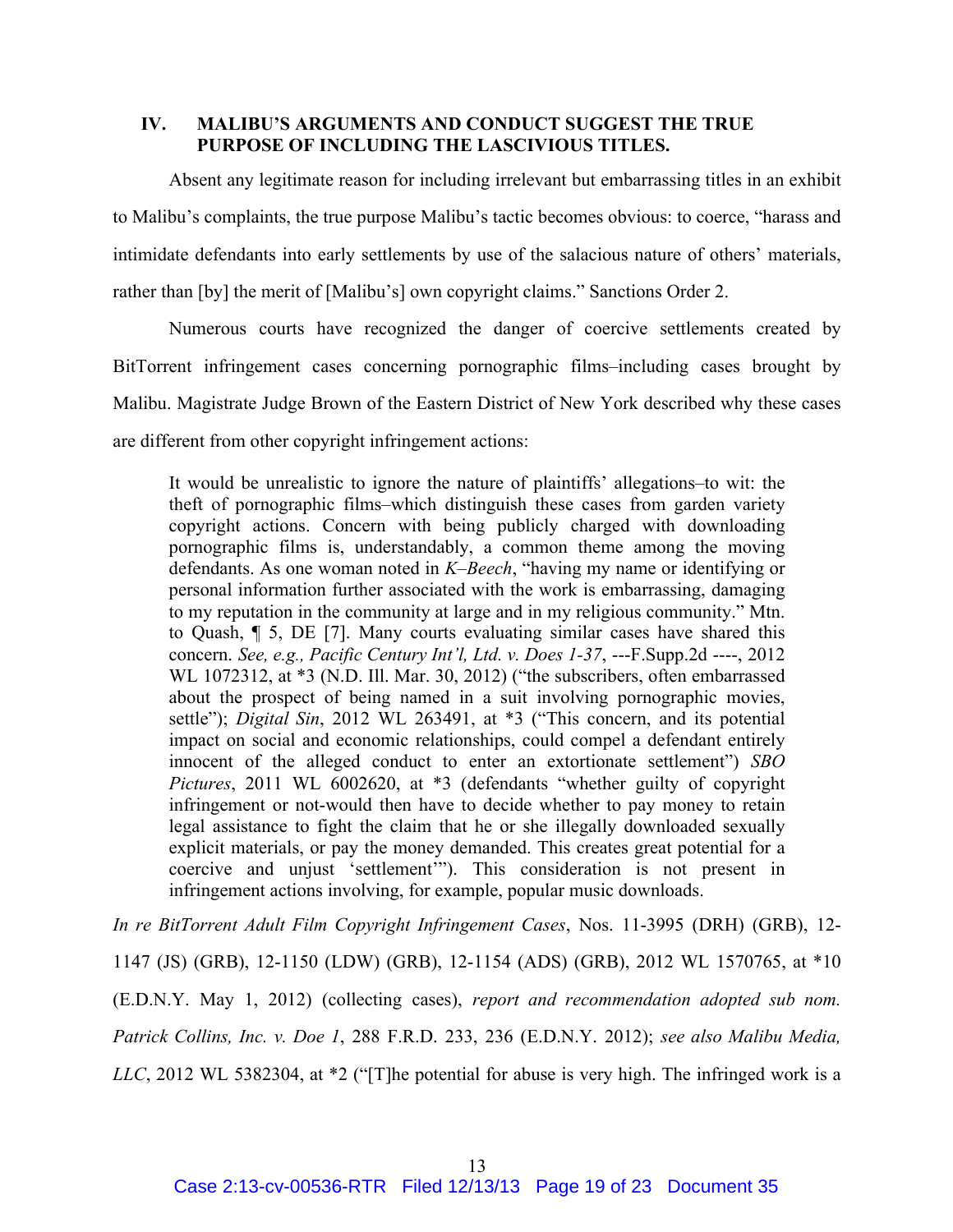## IV. MALIBU'S ARGUMENTS AND CONDUCT SUGGEST THE TRUE PURPOSE OF INCLUDING THE LASCIVIOUS TITLES.

Absent any legitimate reason for including irrelevant but embarrassing titles in an exhibit to Malibu's complaints, the true purpose Malibu's tactic becomes obvious: to coerce, "harass and intimidate defendants into early settlements by use of the salacious nature of others' materials, rather than [by] the merit of [Malibu's] own copyright claims." Sanctions Order 2.

Numerous courts have recognized the danger of coercive settlements created by BitTorrent infringement cases concerning pornographic films–including cases brought by Malibu. Magistrate Judge Brown of the Eastern District of New York described why these cases are different from other copyright infringement actions:

> It would be unrealistic to ignore the nature of plaintiffs' allegations–to wit: the theft of pornographic films–which distinguish these cases from garden variety copyright actions. Concern with being publicly charged with downloading pornographic films is, understandably, a common theme among the moving defendants. As one woman noted in *K–Beech*, "having my name or identifying or personal information further associated with the work is embarrassing, damaging to my reputation in the community at large and in my religious community." Mtn. to Quash, ¶ 5, DE [7]. Many courts evaluating similar cases have shared this concern. *See, e.g., Pacific Century Int'l, Ltd. v. Does 1-37*, ---F.Supp.2d ----, 2012 WL 1072312, at *3 (N.D. Ill. Mar. 30, 2012) ("the subscribers, often embarrassed about the prospect of being named in a suit involving pornographic movies, settle"); *Digital Sin*, 2012 WL 263491, at *3 ("This concern, and its potential impact on social and economic relationships, could compel a defendant entirely innocent of the alleged conduct to enter an extortionate settlement") *SBO Pictures*, 2011 WL 6002620, at *3 (defendants "whether guilty of copyright infringement or not-would then have to decide whether to pay money to retain legal assistance to fight the claim that he or she illegally downloaded sexually explicit materials, or pay the money demanded. This creates great potential for a coercive and unjust 'settlement'"). This consideration is not present in infringement actions involving, for example, popular music downloads.

*In re BitTorrent Adult Film Copyright Infringement Cases*, Nos. 11-3995 (DRH) (GRB), 12-1147 (JS) (GRB), 12-1150 (LDW) (GRB), 12-1154 (ADS) (GRB), 2012 WL 1570765, at *10 (E.D.N.Y. May 1, 2012) (collecting cases), *report and recommendation adopted sub nom. Patrick Collins, Inc. v. Doe 1*, 288 F.R.D. 233, 236 (E.D.N.Y. 2012); *see also Malibu Media, LLC*, 2012 WL 5382304, at *2 ("[T]he potential for abuse is very high. The infringed work is a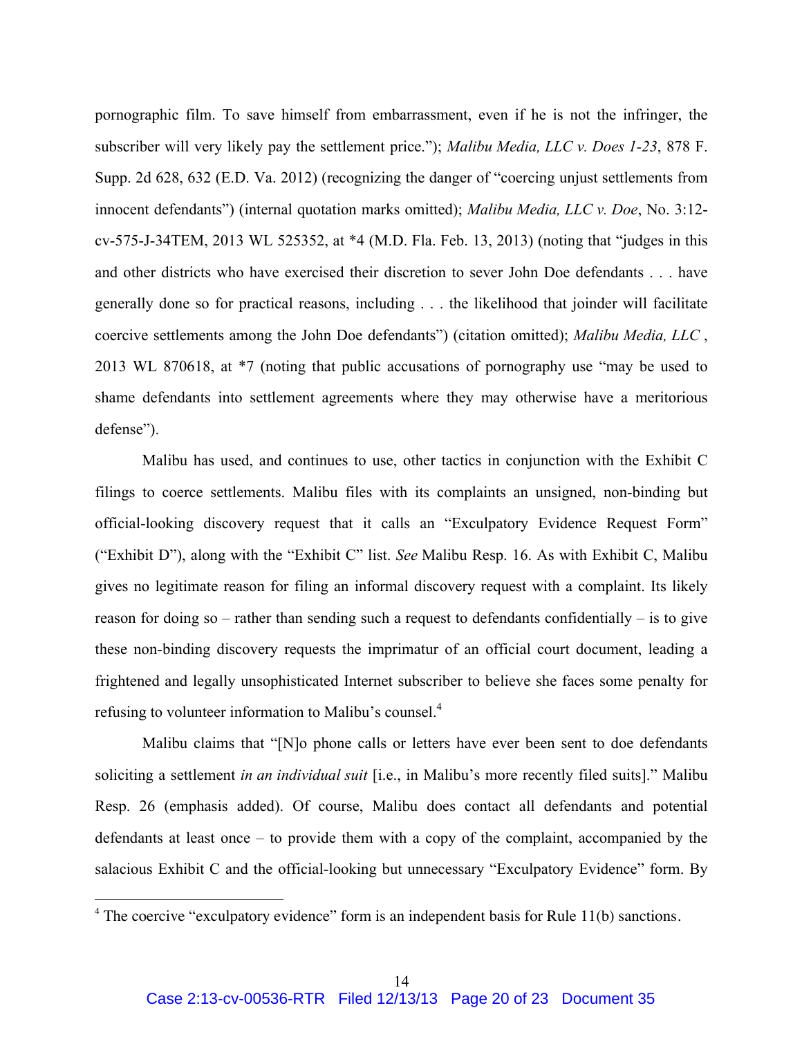pornographic film. To save himself from embarrassment, even if he is not the infringer, the subscriber will very likely pay the settlement price."); *Malibu Media, LLC v. Does 1-23*, 878 F. Supp. 2d 628, 632 (E.D. Va. 2012) (recognizing the danger of "coercing unjust settlements from innocent defendants") (internal quotation marks omitted); *Malibu Media, LLC v. Doe*, No. 3:12-cv-575-J-34TEM, 2013 WL 525352, at *4 (M.D. Fla. Feb. 13, 2013) (noting that "judges in this and other districts who have exercised their discretion to sever John Doe defendants . . . have generally done so for practical reasons, including . . . the likelihood that joinder will facilitate coercive settlements among the John Doe defendants") (citation omitted); *Malibu Media, LLC* , 2013 WL 870618, at *7 (noting that public accusations of pornography use "may be used to shame defendants into settlement agreements where they may otherwise have a meritorious defense").

Malibu has used, and continues to use, other tactics in conjunction with the Exhibit C filings to coerce settlements. Malibu files with its complaints an unsigned, non-binding but official-looking discovery request that it calls an "Exculpatory Evidence Request Form" ("Exhibit D"), along with the "Exhibit C" list. *See* Malibu Resp. 16. As with Exhibit C, Malibu gives no legitimate reason for filing an informal discovery request with a complaint. Its likely reason for doing so – rather than sending such a request to defendants confidentially – is to give these non-binding discovery requests the imprimatur of an official court document, leading a frightened and legally unsophisticated Internet subscriber to believe she faces some penalty for refusing to volunteer information to Malibu's counsel.[4]

Malibu claims that "[N]o phone calls or letters have ever been sent to doe defendants soliciting a settlement *in an individual suit* [i.e., in Malibu's more recently filed suits]." Malibu Resp. 26 (emphasis added). Of course, Malibu does contact all defendants and potential defendants at least once – to provide them with a copy of the complaint, accompanied by the salacious Exhibit C and the official-looking but unnecessary "Exculpatory Evidence" form. By

[4] The coercive "exculpatory evidence" form is an independent basis for Rule 11(b) sanctions.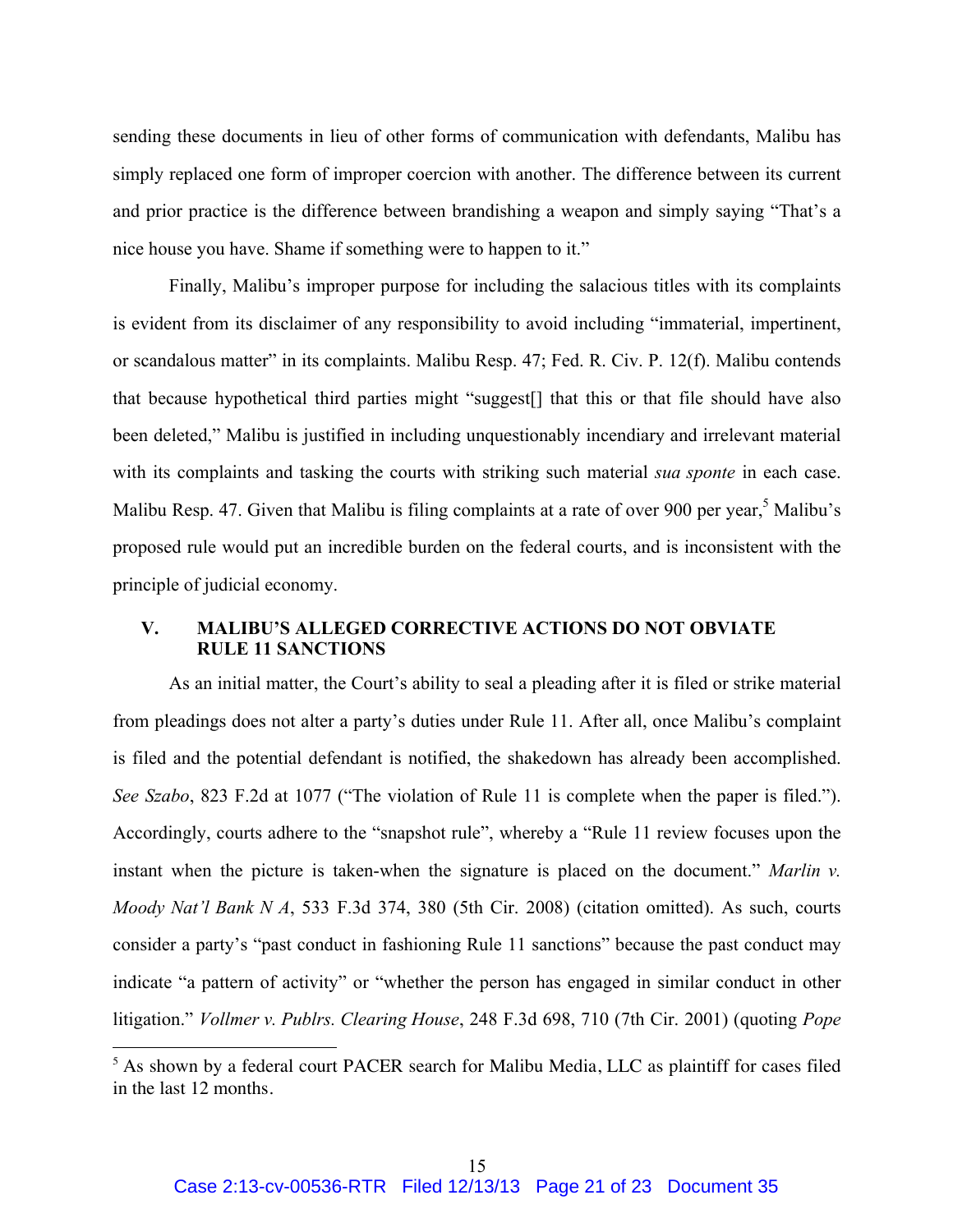sending these documents in lieu of other forms of communication with defendants, Malibu has simply replaced one form of improper coercion with another. The difference between its current and prior practice is the difference between brandishing a weapon and simply saying "That's a nice house you have. Shame if something were to happen to it."

Finally, Malibu's improper purpose for including the salacious titles with its complaints is evident from its disclaimer of any responsibility to avoid including "immaterial, impertinent, or scandalous matter" in its complaints. Malibu Resp. 47; Fed. R. Civ. P. 12(f). Malibu contends that because hypothetical third parties might "suggest[] that this or that file should have also been deleted," Malibu is justified in including unquestionably incendiary and irrelevant material with its complaints and tasking the courts with striking such material *sua sponte* in each case. Malibu Resp. 47. Given that Malibu is filing complaints at a rate of over 900 per year,[5] Malibu's proposed rule would put an incredible burden on the federal courts, and is inconsistent with the principle of judicial economy.

## V. MALIBU'S ALLEGED CORRECTIVE ACTIONS DO NOT OBVIATE RULE 11 SANCTIONS

As an initial matter, the Court's ability to seal a pleading after it is filed or strike material from pleadings does not alter a party's duties under Rule 11. After all, once Malibu's complaint is filed and the potential defendant is notified, the shakedown has already been accomplished. *See Szabo*, 823 F.2d at 1077 ("The violation of Rule 11 is complete when the paper is filed."). Accordingly, courts adhere to the "snapshot rule", whereby a "Rule 11 review focuses upon the instant when the picture is taken-when the signature is placed on the document." *Marlin v. Moody Nat'l Bank N A*, 533 F.3d 374, 380 (5th Cir. 2008) (citation omitted). As such, courts consider a party's "past conduct in fashioning Rule 11 sanctions" because the past conduct may indicate "a pattern of activity" or "whether the person has engaged in similar conduct in other litigation." *Vollmer v. Publrs. Clearing House*, 248 F.3d 698, 710 (7th Cir. 2001) (quoting *Pope*

---

[5] As shown by a federal court PACER search for Malibu Media, LLC as plaintiff for cases filed in the last 12 months.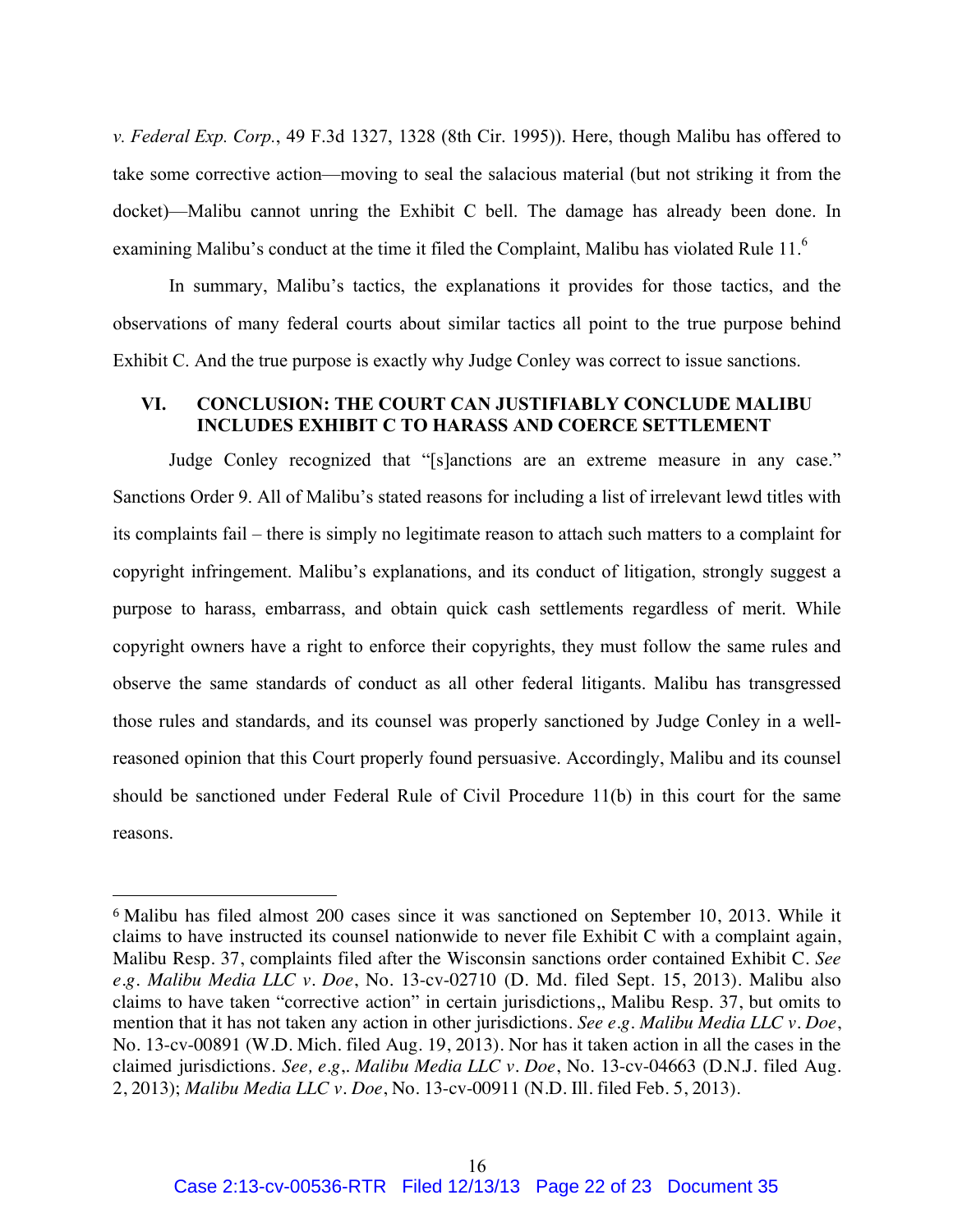*v. Federal Exp. Corp.*, 49 F.3d 1327, 1328 (8th Cir. 1995)). Here, though Malibu has offered to take some corrective action—moving to seal the salacious material (but not striking it from the docket)—Malibu cannot unring the Exhibit C bell. The damage has already been done. In examining Malibu's conduct at the time it filed the Complaint, Malibu has violated Rule 11.[6]

In summary, Malibu's tactics, the explanations it provides for those tactics, and the observations of many federal courts about similar tactics all point to the true purpose behind Exhibit C. And the true purpose is exactly why Judge Conley was correct to issue sanctions.

## VI. CONCLUSION: THE COURT CAN JUSTIFIABLY CONCLUDE MALIBU INCLUDES EXHIBIT C TO HARASS AND COERCE SETTLEMENT

Judge Conley recognized that "[s]anctions are an extreme measure in any case." Sanctions Order 9. All of Malibu's stated reasons for including a list of irrelevant lewd titles with its complaints fail – there is simply no legitimate reason to attach such matters to a complaint for copyright infringement. Malibu's explanations, and its conduct of litigation, strongly suggest a purpose to harass, embarrass, and obtain quick cash settlements regardless of merit. While copyright owners have a right to enforce their copyrights, they must follow the same rules and observe the same standards of conduct as all other federal litigants. Malibu has transgressed those rules and standards, and its counsel was properly sanctioned by Judge Conley in a well-reasoned opinion that this Court properly found persuasive. Accordingly, Malibu and its counsel should be sanctioned under Federal Rule of Civil Procedure 11(b) in this court for the same reasons.

---

[6] Malibu has filed almost 200 cases since it was sanctioned on September 10, 2013. While it claims to have instructed its counsel nationwide to never file Exhibit C with a complaint again, Malibu Resp. 37, complaints filed after the Wisconsin sanctions order contained Exhibit C. *See e.g. Malibu Media LLC v. Doe*, No. 13-cv-02710 (D. Md. filed Sept. 15, 2013). Malibu also claims to have taken "corrective action" in certain jurisdictions,, Malibu Resp. 37, but omits to mention that it has not taken any action in other jurisdictions. *See e.g. Malibu Media LLC v. Doe*, No. 13-cv-00891 (W.D. Mich. filed Aug. 19, 2013). Nor has it taken action in all the cases in the claimed jurisdictions. *See, e.g,. Malibu Media LLC v. Doe*, No. 13-cv-04663 (D.N.J. filed Aug. 2, 2013); *Malibu Media LLC v. Doe*, No. 13-cv-00911 (N.D. Ill. filed Feb. 5, 2013).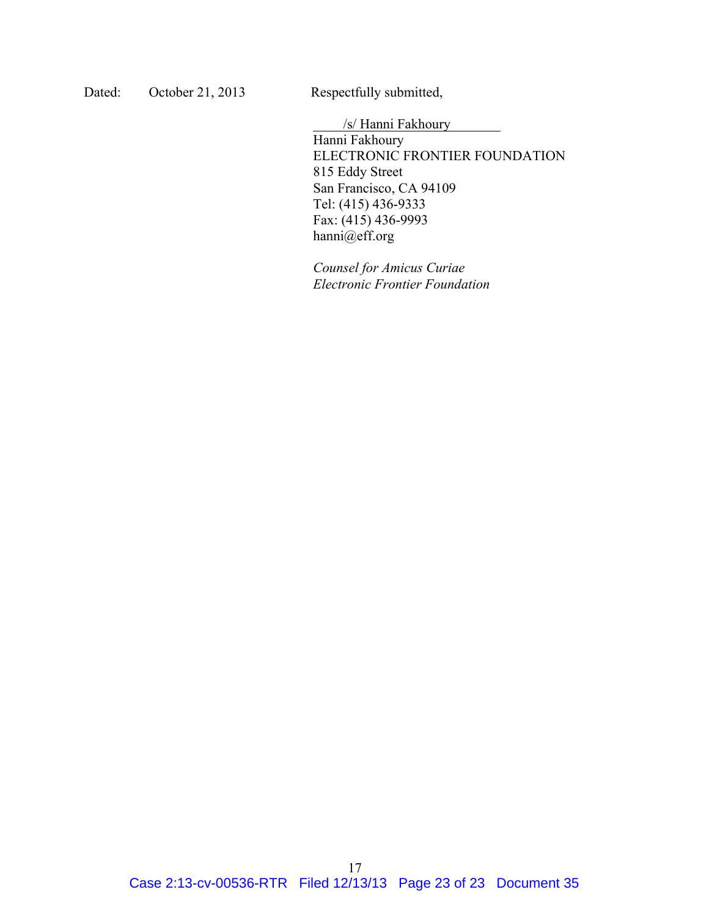Dated: October 21, 2013 Respectfully submitted,

/s/ Hanni Fakhoury
Hanni Fakhoury
ELECTRONIC FRONTIER FOUNDATION
815 Eddy Street
San Francisco, CA 94109
Tel: (415) 436-9333
Fax: (415) 436-9993
hanni@eff.org

*Counsel for Amicus Curiae*
*Electronic Frontier Foundation*